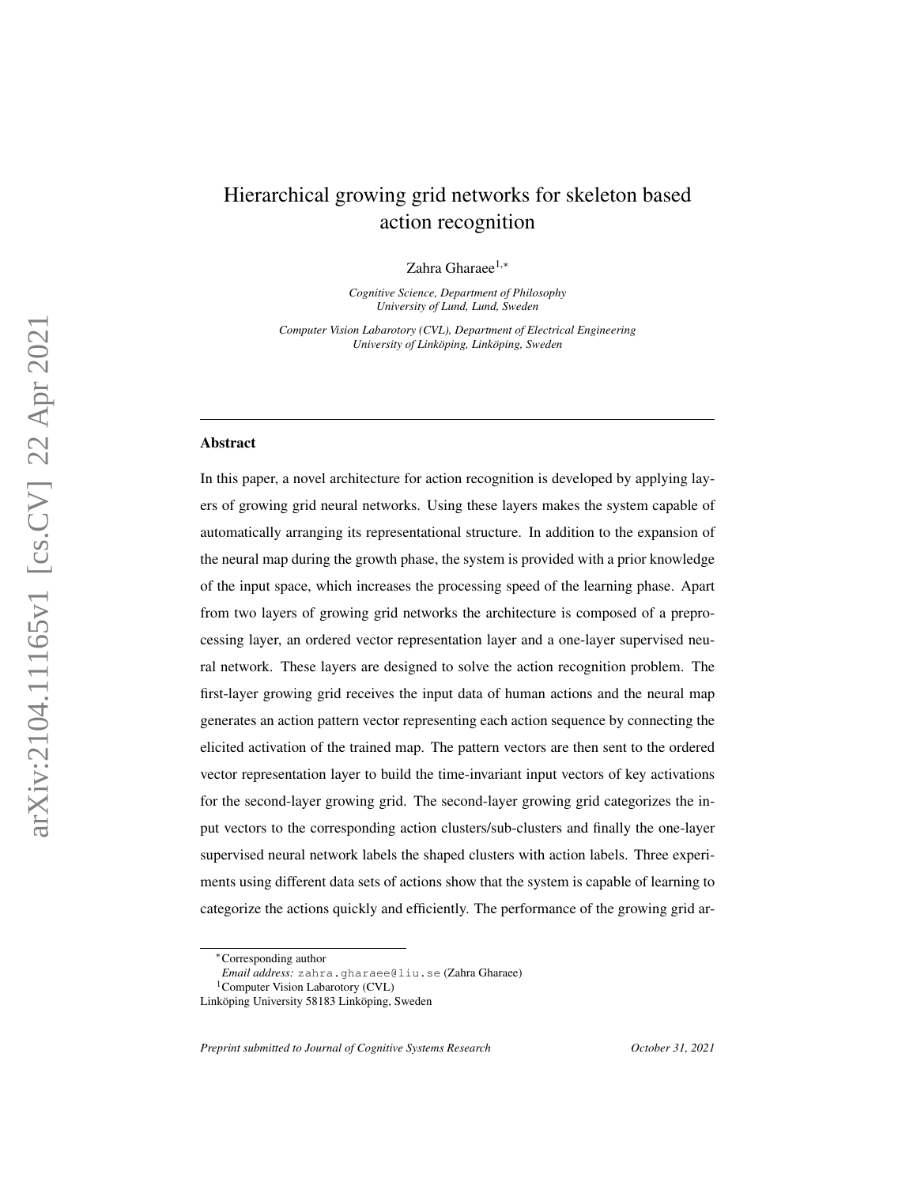# Hierarchical growing grid networks for skeleton based action recognition

Zahra Gharaee[1,*]

*Cognitive Science, Department of Philosophy*
*University of Lund, Lund, Sweden*

*Computer Vision Labarotory (CVL), Department of Electrical Engineering*
*University of Linköping, Linköping, Sweden*

---

## Abstract

In this paper, a novel architecture for action recognition is developed by applying layers of growing grid neural networks. Using these layers makes the system capable of automatically arranging its representational structure. In addition to the expansion of the neural map during the growth phase, the system is provided with a prior knowledge of the input space, which increases the processing speed of the learning phase. Apart from two layers of growing grid networks the architecture is composed of a preprocessing layer, an ordered vector representation layer and a one-layer supervised neural network. These layers are designed to solve the action recognition problem. The first-layer growing grid receives the input data of human actions and the neural map generates an action pattern vector representing each action sequence by connecting the elicited activation of the trained map. The pattern vectors are then sent to the ordered vector representation layer to build the time-invariant input vectors of key activations for the second-layer growing grid. The second-layer growing grid categorizes the input vectors to the corresponding action clusters/sub-clusters and finally the one-layer supervised neural network labels the shaped clusters with action labels. Three experiments using different data sets of actions show that the system is capable of learning to categorize the actions quickly and efficiently. The performance of the growing grid ar-

---

[*] Corresponding author
*Email address:* zahra.gharaee@liu.se (Zahra Gharaee)
[1] Computer Vision Labarotory (CVL)
Linköping University 58183 Linköping, Sweden

*Preprint submitted to Journal of Cognitive Systems Research* October 31, 2021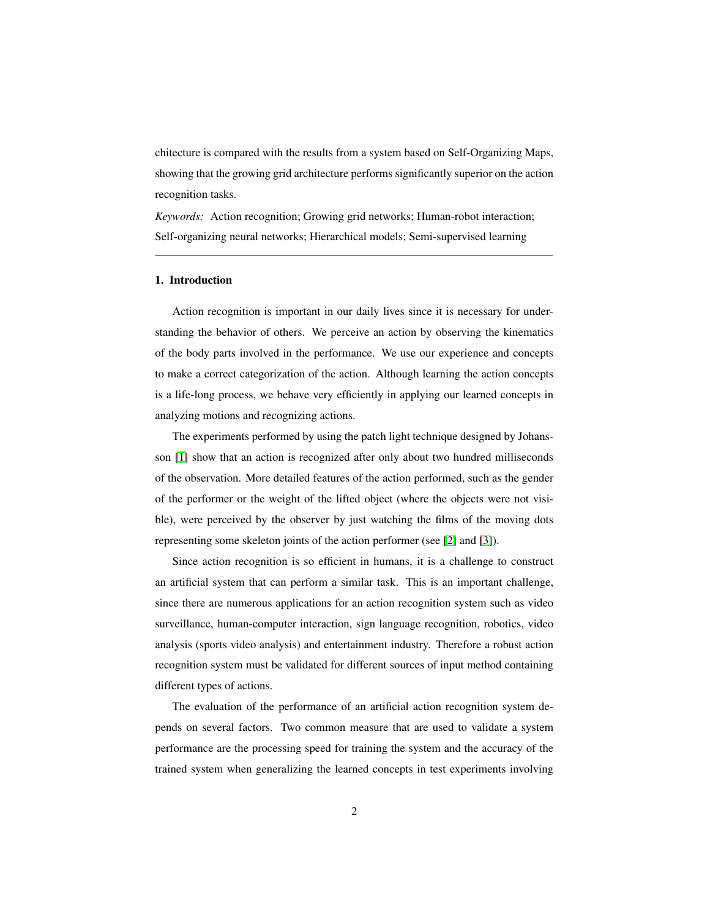chitecture is compared with the results from a system based on Self-Organizing Maps, showing that the growing grid architecture performs significantly superior on the action recognition tasks.

*Keywords:* Action recognition; Growing grid networks; Human-robot interaction; Self-organizing neural networks; Hierarchical models; Semi-supervised learning

---

## 1. Introduction

Action recognition is important in our daily lives since it is necessary for understanding the behavior of others. We perceive an action by observing the kinematics of the body parts involved in the performance. We use our experience and concepts to make a correct categorization of the action. Although learning the action concepts is a life-long process, we behave very efficiently in applying our learned concepts in analyzing motions and recognizing actions.

The experiments performed by using the patch light technique designed by Johansson [1] show that an action is recognized after only about two hundred milliseconds of the observation. More detailed features of the action performed, such as the gender of the performer or the weight of the lifted object (where the objects were not visible), were perceived by the observer by just watching the films of the moving dots representing some skeleton joints of the action performer (see [2] and [3]).

Since action recognition is so efficient in humans, it is a challenge to construct an artificial system that can perform a similar task. This is an important challenge, since there are numerous applications for an action recognition system such as video surveillance, human-computer interaction, sign language recognition, robotics, video analysis (sports video analysis) and entertainment industry. Therefore a robust action recognition system must be validated for different sources of input method containing different types of actions.

The evaluation of the performance of an artificial action recognition system depends on several factors. Two common measure that are used to validate a system performance are the processing speed for training the system and the accuracy of the trained system when generalizing the learned concepts in test experiments involving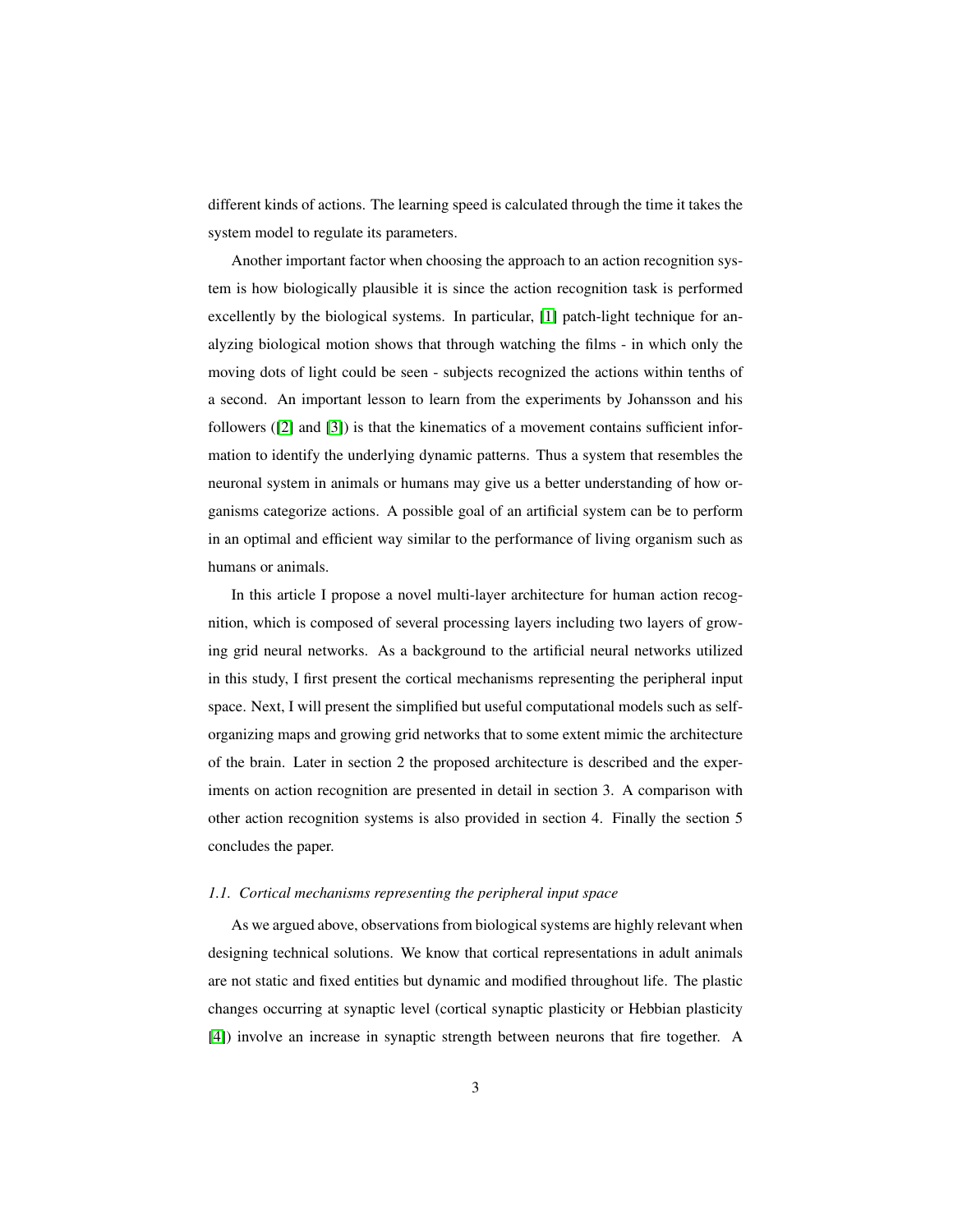different kinds of actions. The learning speed is calculated through the time it takes the system model to regulate its parameters.

Another important factor when choosing the approach to an action recognition system is how biologically plausible it is since the action recognition task is performed excellently by the biological systems. In particular, [1] patch-light technique for analyzing biological motion shows that through watching the films - in which only the moving dots of light could be seen - subjects recognized the actions within tenths of a second. An important lesson to learn from the experiments by Johansson and his followers ([2] and [3]) is that the kinematics of a movement contains sufficient information to identify the underlying dynamic patterns. Thus a system that resembles the neuronal system in animals or humans may give us a better understanding of how organisms categorize actions. A possible goal of an artificial system can be to perform in an optimal and efficient way similar to the performance of living organism such as humans or animals.

In this article I propose a novel multi-layer architecture for human action recognition, which is composed of several processing layers including two layers of growing grid neural networks. As a background to the artificial neural networks utilized in this study, I first present the cortical mechanisms representing the peripheral input space. Next, I will present the simplified but useful computational models such as self-organizing maps and growing grid networks that to some extent mimic the architecture of the brain. Later in section 2 the proposed architecture is described and the experiments on action recognition are presented in detail in section 3. A comparison with other action recognition systems is also provided in section 4. Finally the section 5 concludes the paper.

### *1.1. Cortical mechanisms representing the peripheral input space*

As we argued above, observations from biological systems are highly relevant when designing technical solutions. We know that cortical representations in adult animals are not static and fixed entities but dynamic and modified throughout life. The plastic changes occurring at synaptic level (cortical synaptic plasticity or Hebbian plasticity [4]) involve an increase in synaptic strength between neurons that fire together. A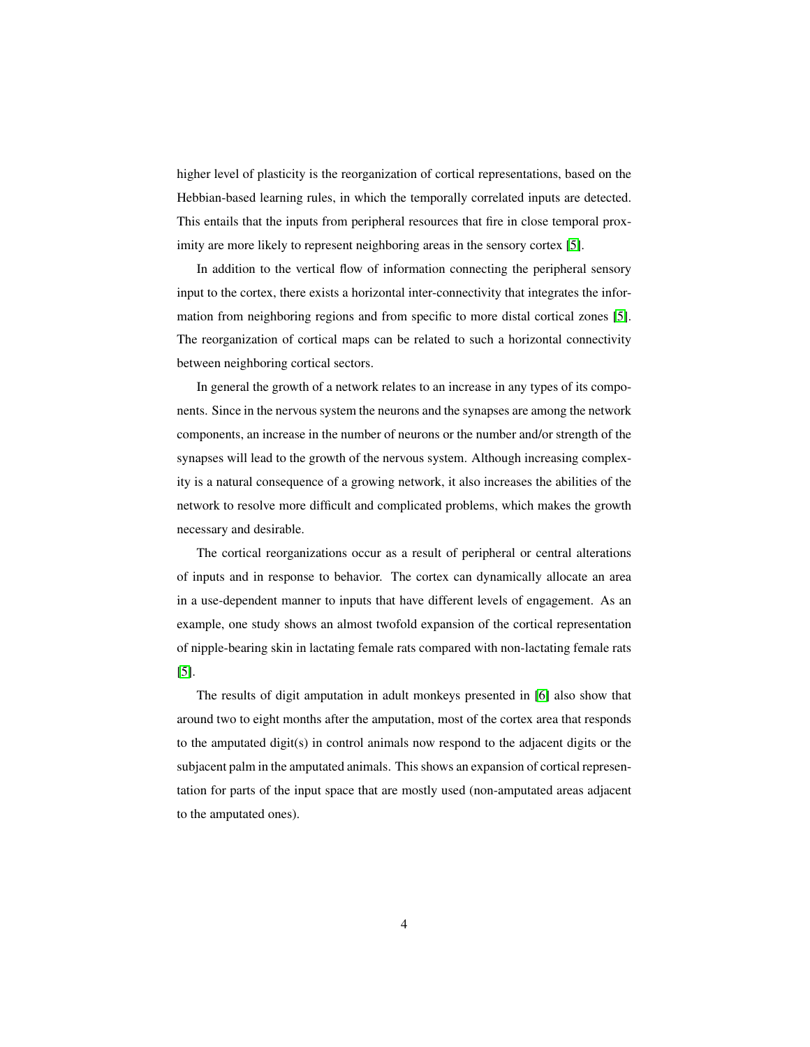higher level of plasticity is the reorganization of cortical representations, based on the Hebbian-based learning rules, in which the temporally correlated inputs are detected. This entails that the inputs from peripheral resources that fire in close temporal proximity are more likely to represent neighboring areas in the sensory cortex [5].

In addition to the vertical flow of information connecting the peripheral sensory input to the cortex, there exists a horizontal inter-connectivity that integrates the information from neighboring regions and from specific to more distal cortical zones [5]. The reorganization of cortical maps can be related to such a horizontal connectivity between neighboring cortical sectors.

In general the growth of a network relates to an increase in any types of its components. Since in the nervous system the neurons and the synapses are among the network components, an increase in the number of neurons or the number and/or strength of the synapses will lead to the growth of the nervous system. Although increasing complexity is a natural consequence of a growing network, it also increases the abilities of the network to resolve more difficult and complicated problems, which makes the growth necessary and desirable.

The cortical reorganizations occur as a result of peripheral or central alterations of inputs and in response to behavior. The cortex can dynamically allocate an area in a use-dependent manner to inputs that have different levels of engagement. As an example, one study shows an almost twofold expansion of the cortical representation of nipple-bearing skin in lactating female rats compared with non-lactating female rats [5].

The results of digit amputation in adult monkeys presented in [6] also show that around two to eight months after the amputation, most of the cortex area that responds to the amputated digit(s) in control animals now respond to the adjacent digits or the subjacent palm in the amputated animals. This shows an expansion of cortical representation for parts of the input space that are mostly used (non-amputated areas adjacent to the amputated ones).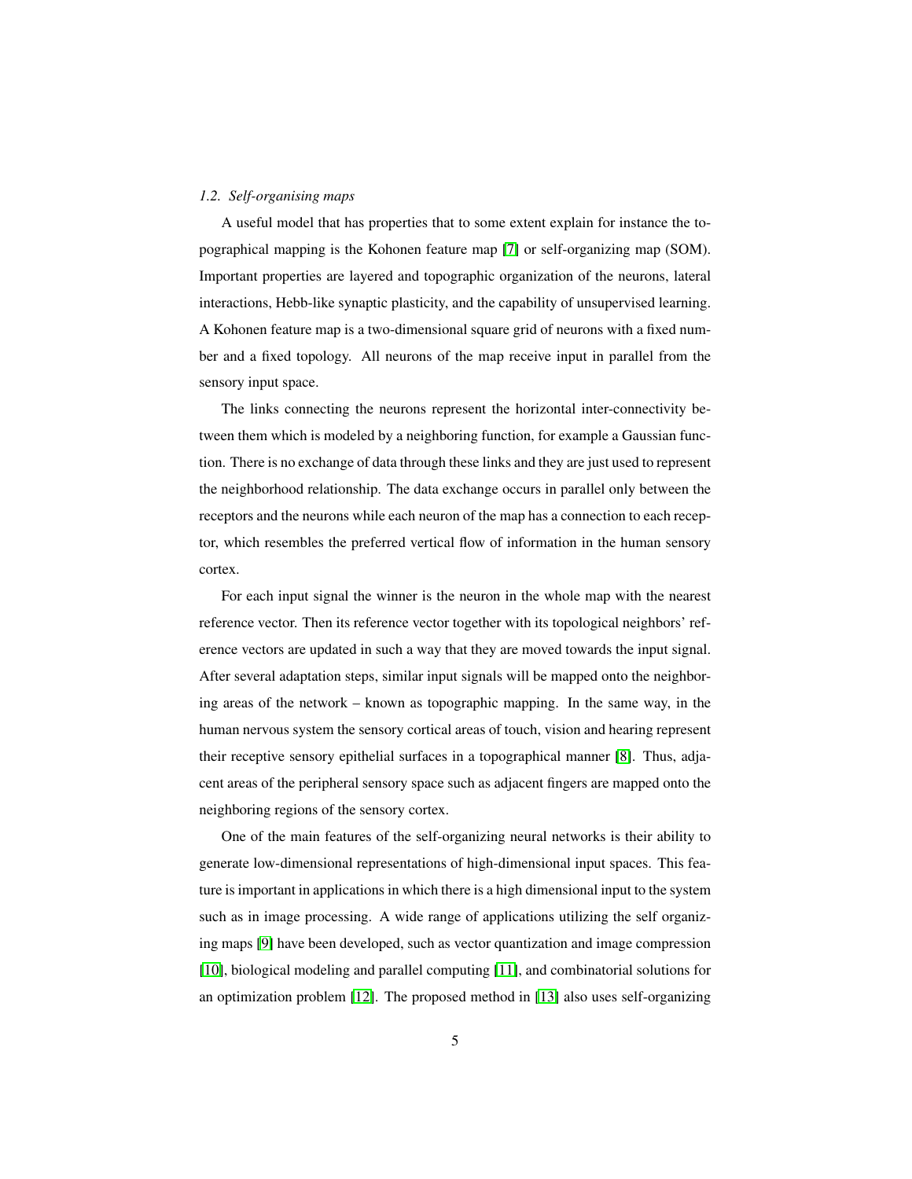### *1.2. Self-organising maps*

A useful model that has properties that to some extent explain for instance the topographical mapping is the Kohonen feature map [7] or self-organizing map (SOM). Important properties are layered and topographic organization of the neurons, lateral interactions, Hebb-like synaptic plasticity, and the capability of unsupervised learning. A Kohonen feature map is a two-dimensional square grid of neurons with a fixed number and a fixed topology. All neurons of the map receive input in parallel from the sensory input space.

The links connecting the neurons represent the horizontal inter-connectivity between them which is modeled by a neighboring function, for example a Gaussian function. There is no exchange of data through these links and they are just used to represent the neighborhood relationship. The data exchange occurs in parallel only between the receptors and the neurons while each neuron of the map has a connection to each receptor, which resembles the preferred vertical flow of information in the human sensory cortex.

For each input signal the winner is the neuron in the whole map with the nearest reference vector. Then its reference vector together with its topological neighbors' reference vectors are updated in such a way that they are moved towards the input signal. After several adaptation steps, similar input signals will be mapped onto the neighboring areas of the network – known as topographic mapping. In the same way, in the human nervous system the sensory cortical areas of touch, vision and hearing represent their receptive sensory epithelial surfaces in a topographical manner [8]. Thus, adjacent areas of the peripheral sensory space such as adjacent fingers are mapped onto the neighboring regions of the sensory cortex.

One of the main features of the self-organizing neural networks is their ability to generate low-dimensional representations of high-dimensional input spaces. This feature is important in applications in which there is a high dimensional input to the system such as in image processing. A wide range of applications utilizing the self organizing maps [9] have been developed, such as vector quantization and image compression [10], biological modeling and parallel computing [11], and combinatorial solutions for an optimization problem [12]. The proposed method in [13] also uses self-organizing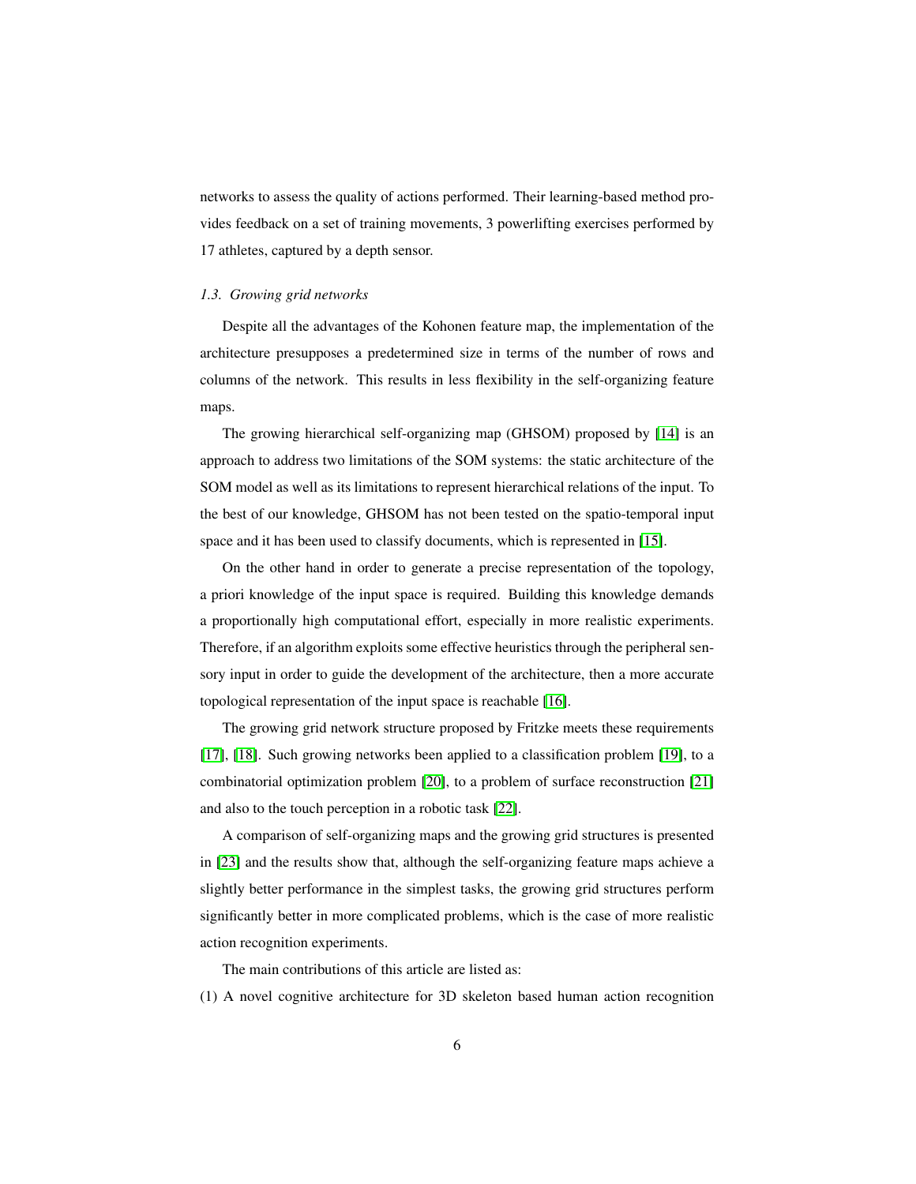networks to assess the quality of actions performed. Their learning-based method provides feedback on a set of training movements, 3 powerlifting exercises performed by 17 athletes, captured by a depth sensor.

### *1.3. Growing grid networks*

Despite all the advantages of the Kohonen feature map, the implementation of the architecture presupposes a predetermined size in terms of the number of rows and columns of the network. This results in less flexibility in the self-organizing feature maps.

The growing hierarchical self-organizing map (GHSOM) proposed by [14] is an approach to address two limitations of the SOM systems: the static architecture of the SOM model as well as its limitations to represent hierarchical relations of the input. To the best of our knowledge, GHSOM has not been tested on the spatio-temporal input space and it has been used to classify documents, which is represented in [15].

On the other hand in order to generate a precise representation of the topology, a priori knowledge of the input space is required. Building this knowledge demands a proportionally high computational effort, especially in more realistic experiments. Therefore, if an algorithm exploits some effective heuristics through the peripheral sensory input in order to guide the development of the architecture, then a more accurate topological representation of the input space is reachable [16].

The growing grid network structure proposed by Fritzke meets these requirements [17], [18]. Such growing networks been applied to a classification problem [19], to a combinatorial optimization problem [20], to a problem of surface reconstruction [21] and also to the touch perception in a robotic task [22].

A comparison of self-organizing maps and the growing grid structures is presented in [23] and the results show that, although the self-organizing feature maps achieve a slightly better performance in the simplest tasks, the growing grid structures perform significantly better in more complicated problems, which is the case of more realistic action recognition experiments.

The main contributions of this article are listed as:

(1) A novel cognitive architecture for 3D skeleton based human action recognition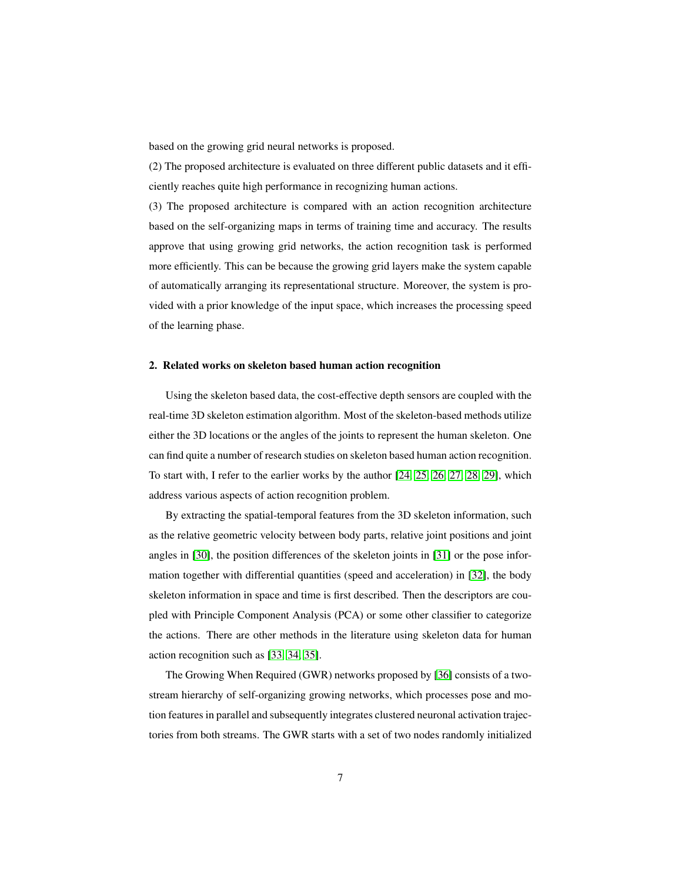based on the growing grid neural networks is proposed.

(2) The proposed architecture is evaluated on three different public datasets and it efficiently reaches quite high performance in recognizing human actions.

(3) The proposed architecture is compared with an action recognition architecture based on the self-organizing maps in terms of training time and accuracy. The results approve that using growing grid networks, the action recognition task is performed more efficiently. This can be because the growing grid layers make the system capable of automatically arranging its representational structure. Moreover, the system is provided with a prior knowledge of the input space, which increases the processing speed of the learning phase.

## 2. Related works on skeleton based human action recognition

Using the skeleton based data, the cost-effective depth sensors are coupled with the real-time 3D skeleton estimation algorithm. Most of the skeleton-based methods utilize either the 3D locations or the angles of the joints to represent the human skeleton. One can find quite a number of research studies on skeleton based human action recognition. To start with, I refer to the earlier works by the author [24, 25, 26, 27, 28, 29], which address various aspects of action recognition problem.

By extracting the spatial-temporal features from the 3D skeleton information, such as the relative geometric velocity between body parts, relative joint positions and joint angles in [30], the position differences of the skeleton joints in [31] or the pose information together with differential quantities (speed and acceleration) in [32], the body skeleton information in space and time is first described. Then the descriptors are coupled with Principle Component Analysis (PCA) or some other classifier to categorize the actions. There are other methods in the literature using skeleton data for human action recognition such as [33, 34, 35].

The Growing When Required (GWR) networks proposed by [36] consists of a two-stream hierarchy of self-organizing growing networks, which processes pose and motion features in parallel and subsequently integrates clustered neuronal activation trajectories from both streams. The GWR starts with a set of two nodes randomly initialized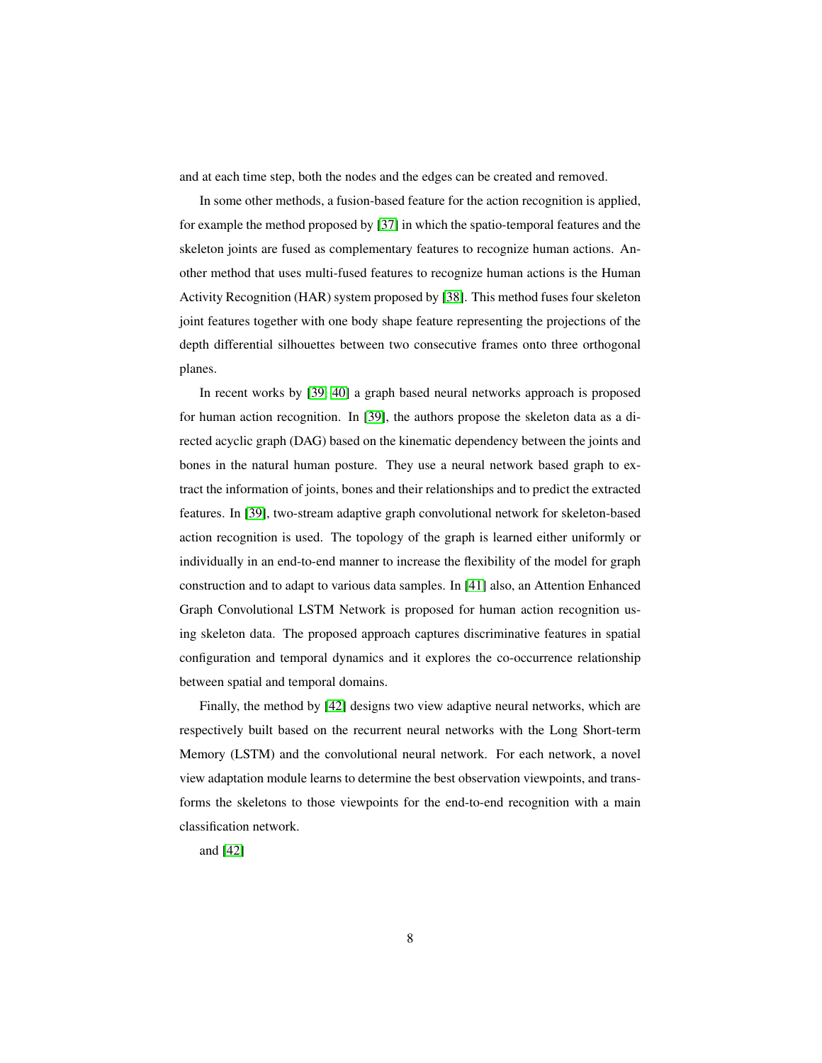and at each time step, both the nodes and the edges can be created and removed.

In some other methods, a fusion-based feature for the action recognition is applied, for example the method proposed by [37] in which the spatio-temporal features and the skeleton joints are fused as complementary features to recognize human actions. Another method that uses multi-fused features to recognize human actions is the Human Activity Recognition (HAR) system proposed by [38]. This method fuses four skeleton joint features together with one body shape feature representing the projections of the depth differential silhouettes between two consecutive frames onto three orthogonal planes.

In recent works by [39, 40] a graph based neural networks approach is proposed for human action recognition. In [39], the authors propose the skeleton data as a directed acyclic graph (DAG) based on the kinematic dependency between the joints and bones in the natural human posture. They use a neural network based graph to extract the information of joints, bones and their relationships and to predict the extracted features. In [39], two-stream adaptive graph convolutional network for skeleton-based action recognition is used. The topology of the graph is learned either uniformly or individually in an end-to-end manner to increase the flexibility of the model for graph construction and to adapt to various data samples. In [41] also, an Attention Enhanced Graph Convolutional LSTM Network is proposed for human action recognition using skeleton data. The proposed approach captures discriminative features in spatial configuration and temporal dynamics and it explores the co-occurrence relationship between spatial and temporal domains.

Finally, the method by [42] designs two view adaptive neural networks, which are respectively built based on the recurrent neural networks with the Long Short-term Memory (LSTM) and the convolutional neural network. For each network, a novel view adaptation module learns to determine the best observation viewpoints, and transforms the skeletons to those viewpoints for the end-to-end recognition with a main classification network.

and [42]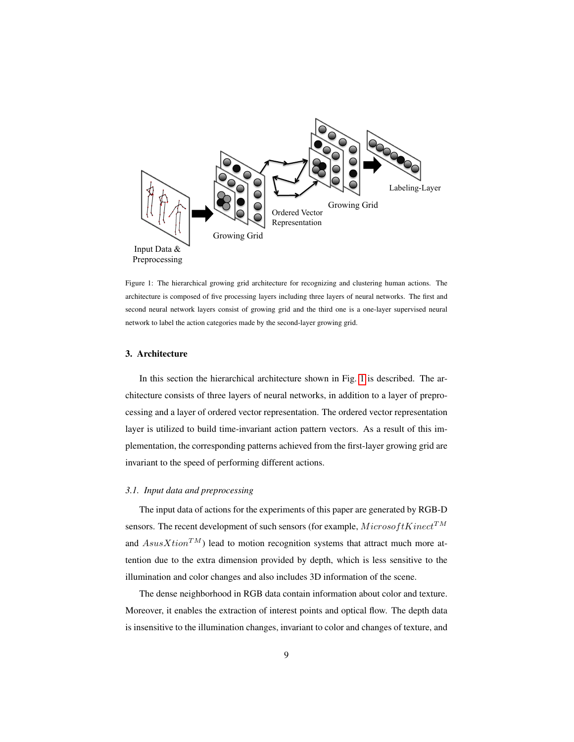Figure 1: The hierarchical growing grid architecture for recognizing and clustering human actions. The architecture is composed of five processing layers including three layers of neural networks. The first and second neural network layers consist of growing grid and the third one is a one-layer supervised neural network to label the action categories made by the second-layer growing grid.

## 3. Architecture

In this section the hierarchical architecture shown in Fig. 1 is described. The architecture consists of three layers of neural networks, in addition to a layer of preprocessing and a layer of ordered vector representation. The ordered vector representation layer is utilized to build time-invariant action pattern vectors. As a result of this implementation, the corresponding patterns achieved from the first-layer growing grid are invariant to the speed of performing different actions.

### *3.1. Input data and preprocessing*

The input data of actions for the experiments of this paper are generated by RGB-D sensors. The recent development of such sensors (for example, $MicrosoftKinect^{TM}$ and $AsusXtion^{TM}$) lead to motion recognition systems that attract much more attention due to the extra dimension provided by depth, which is less sensitive to the illumination and color changes and also includes 3D information of the scene.

The dense neighborhood in RGB data contain information about color and texture. Moreover, it enables the extraction of interest points and optical flow. The depth data is insensitive to the illumination changes, invariant to color and changes of texture, and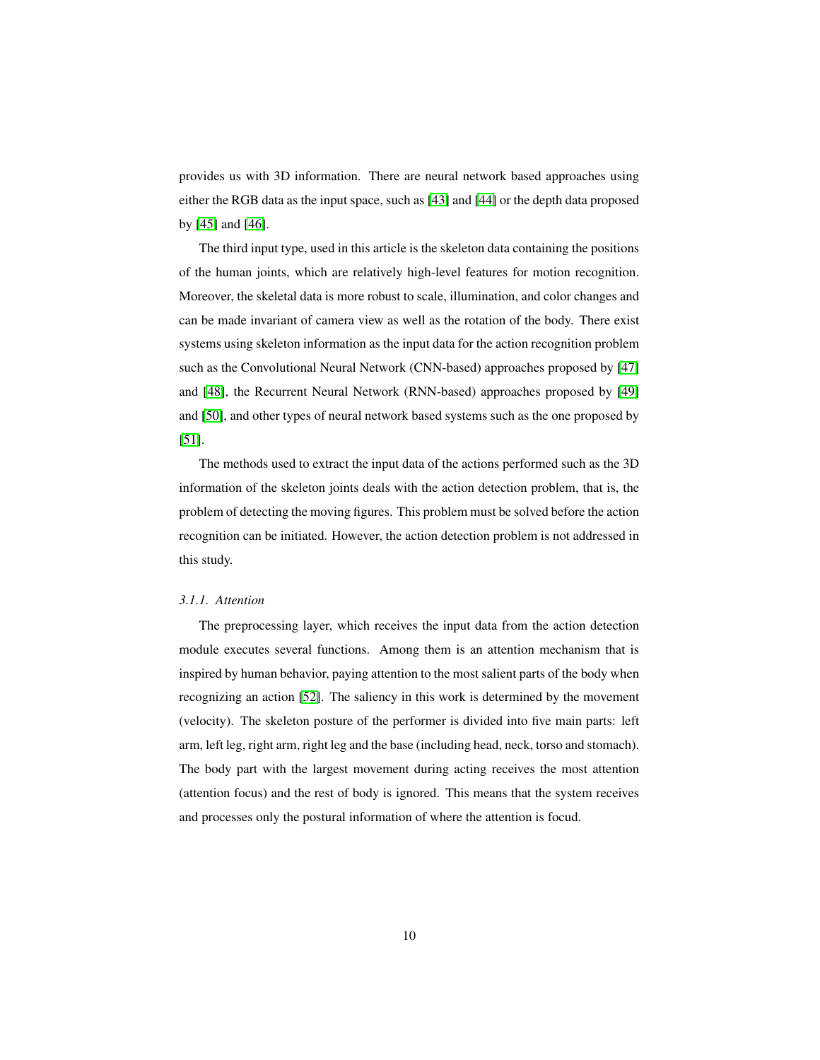provides us with 3D information. There are neural network based approaches using either the RGB data as the input space, such as [43] and [44] or the depth data proposed by [45] and [46].

The third input type, used in this article is the skeleton data containing the positions of the human joints, which are relatively high-level features for motion recognition. Moreover, the skeletal data is more robust to scale, illumination, and color changes and can be made invariant of camera view as well as the rotation of the body. There exist systems using skeleton information as the input data for the action recognition problem such as the Convolutional Neural Network (CNN-based) approaches proposed by [47] and [48], the Recurrent Neural Network (RNN-based) approaches proposed by [49] and [50], and other types of neural network based systems such as the one proposed by [51].

The methods used to extract the input data of the actions performed such as the 3D information of the skeleton joints deals with the action detection problem, that is, the problem of detecting the moving figures. This problem must be solved before the action recognition can be initiated. However, the action detection problem is not addressed in this study.

#### *3.1.1. Attention*

The preprocessing layer, which receives the input data from the action detection module executes several functions. Among them is an attention mechanism that is inspired by human behavior, paying attention to the most salient parts of the body when recognizing an action [52]. The saliency in this work is determined by the movement (velocity). The skeleton posture of the performer is divided into five main parts: left arm, left leg, right arm, right leg and the base (including head, neck, torso and stomach). The body part with the largest movement during acting receives the most attention (attention focus) and the rest of body is ignored. This means that the system receives and processes only the postural information of where the attention is focud.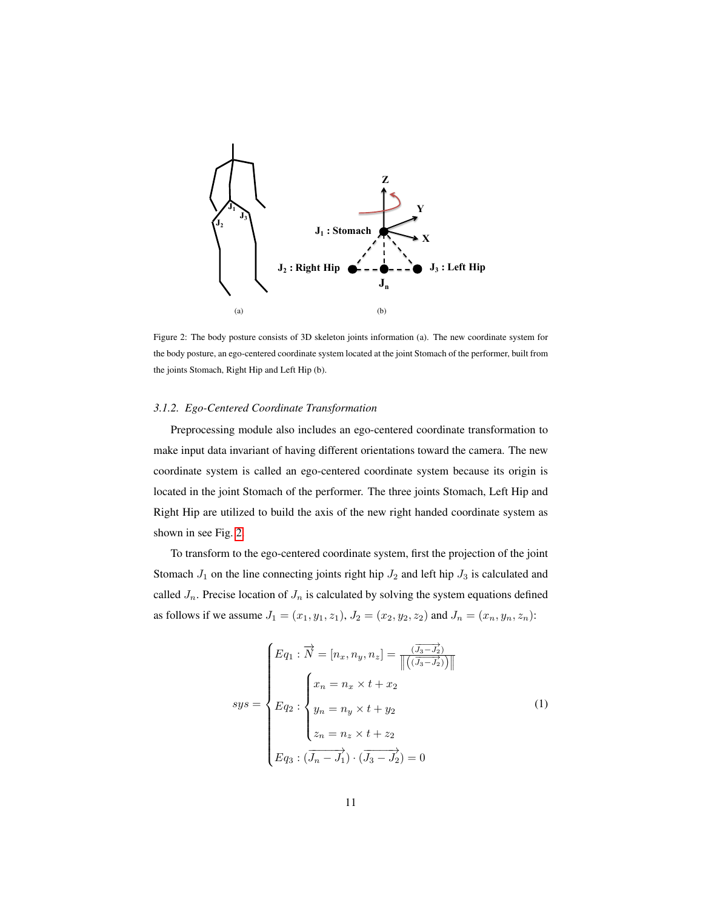Figure 2: The body posture consists of 3D skeleton joints information (a). The new coordinate system for the body posture, an ego-centered coordinate system located at the joint Stomach of the performer, built from the joints Stomach, Right Hip and Left Hip (b).

### *3.1.2. Ego-Centered Coordinate Transformation*

Preprocessing module also includes an ego-centered coordinate transformation to make input data invariant of having different orientations toward the camera. The new coordinate system is called an ego-centered coordinate system because its origin is located in the joint Stomach of the performer. The three joints Stomach, Left Hip and Right Hip are utilized to build the axis of the new right handed coordinate system as shown in see Fig. 2.

To transform to the ego-centered coordinate system, first the projection of the joint Stomach $J_1$ on the line connecting joints right hip $J_2$ and left hip $J_3$ is calculated and called $J_n$. Precise location of $J_n$ is calculated by solving the system equations defined as follows if we assume $J_1 = (x_1, y_1, z_1)$, $J_2 = (x_2, y_2, z_2)$ and $J_n = (x_n, y_n, z_n)$:

$$
sys = \begin{cases} Eq_1 : \overrightarrow{N} = [n_x, n_y, n_z] = \frac{(\overrightarrow{J_3 - J_2})}{\left\| \left( (\overrightarrow{J_3 - J_2}) \right) \right\|} \\ Eq_2 : \begin{cases} x_n = n_x \times t + x_2 \\ y_n = n_y \times t + y_2 \\ z_n = n_z \times t + z_2 \end{cases} \\ Eq_3 : (\overrightarrow{J_n - J_1}) \cdot (\overrightarrow{J_3 - J_2}) = 0 \end{cases} \tag{1}
$$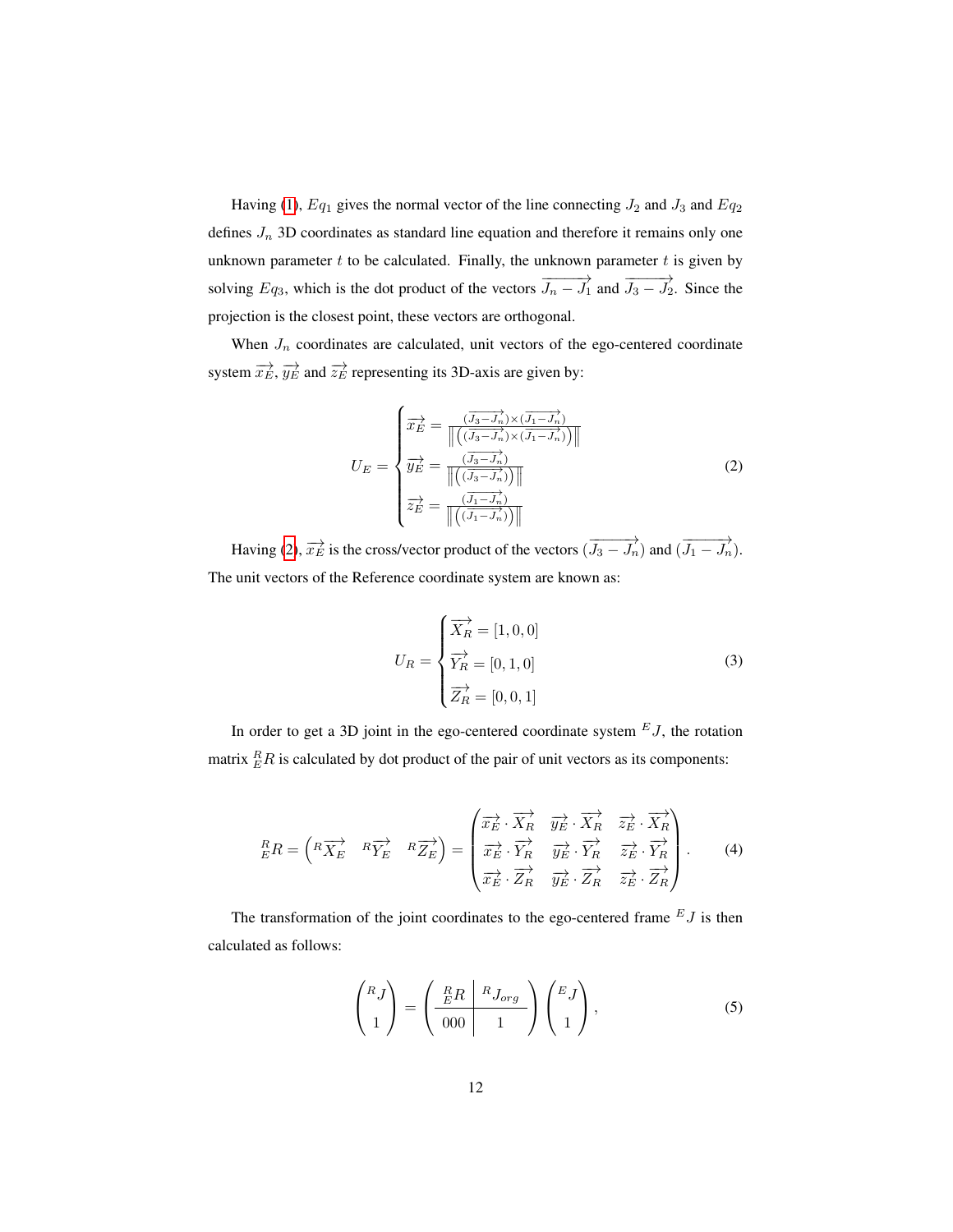Having (1), $Eq_1$ gives the normal vector of the line connecting $J_2$ and $J_3$ and $Eq_2$ defines $J_n$ 3D coordinates as standard line equation and therefore it remains only one unknown parameter $t$ to be calculated. Finally, the unknown parameter $t$ is given by solving $Eq_3$, which is the dot product of the vectors $\overrightarrow{J_n - J_1}$ and $\overrightarrow{J_3 - J_2}$. Since the projection is the closest point, these vectors are orthogonal.

When $J_n$ coordinates are calculated, unit vectors of the ego-centered coordinate system $\overrightarrow{x_E}$, $\overrightarrow{y_E}$ and $\overrightarrow{z_E}$ representing its 3D-axis are given by:

$$U_E = \begin{cases} \overrightarrow{x_E} = \frac{(\overrightarrow{J_3 - J_n}) \times (\overrightarrow{J_1 - J_n})}{\left\| \left( (\overrightarrow{J_3 - J_n}) \times (\overrightarrow{J_1 - J_n}) \right) \right\|} \\ \overrightarrow{y_E} = \frac{(\overrightarrow{J_3 - J_n})}{\left\| \left( (\overrightarrow{J_3 - J_n}) \right) \right\|} \\ \overrightarrow{z_E} = \frac{(\overrightarrow{J_1 - J_n})}{\left\| \left( (\overrightarrow{J_1 - J_n}) \right) \right\|} \end{cases} \tag{2}$$

Having (2), $\overrightarrow{x_E}$ is the cross/vector product of the vectors $(\overrightarrow{J_3 - J_n})$ and $(\overrightarrow{J_1 - J_n})$. The unit vectors of the Reference coordinate system are known as:

$$U_R = \begin{cases} \overrightarrow{X_R} = [1, 0, 0] \\ \overrightarrow{Y_R} = [0, 1, 0] \\ \overrightarrow{Z_R} = [0, 0, 1] \end{cases} \tag{3}$$

In order to get a 3D joint in the ego-centered coordinate system ${}^{E}J$, the rotation matrix ${}^{R}_{E}R$ is calculated by dot product of the pair of unit vectors as its components:

$${}^{R}_{E}R = \begin{pmatrix} {}^{R}\overrightarrow{X_E} & {}^{R}\overrightarrow{Y_E} & {}^{R}\overrightarrow{Z_E} \end{pmatrix} = \begin{pmatrix} \overrightarrow{x_E} \cdot \overrightarrow{X_R} & \overrightarrow{y_E} \cdot \overrightarrow{X_R} & \overrightarrow{z_E} \cdot \overrightarrow{X_R} \\ \overrightarrow{x_E} \cdot \overrightarrow{Y_R} & \overrightarrow{y_E} \cdot \overrightarrow{Y_R} & \overrightarrow{z_E} \cdot \overrightarrow{Y_R} \\ \overrightarrow{x_E} \cdot \overrightarrow{Z_R} & \overrightarrow{y_E} \cdot \overrightarrow{Z_R} & \overrightarrow{z_E} \cdot \overrightarrow{Z_R} \end{pmatrix}. \tag{4}$$

The transformation of the joint coordinates to the ego-centered frame ${}^{E}J$ is then calculated as follows:

$$\begin{pmatrix} {}^{R}J \\ 1 \end{pmatrix} = \left( \begin{array}{c|c} {}^{R}_{E}R & {}^{R}J_{org} \\ \hline 000 & 1 \end{array} \right) \begin{pmatrix} {}^{E}J \\ 1 \end{pmatrix}, \tag{5}$$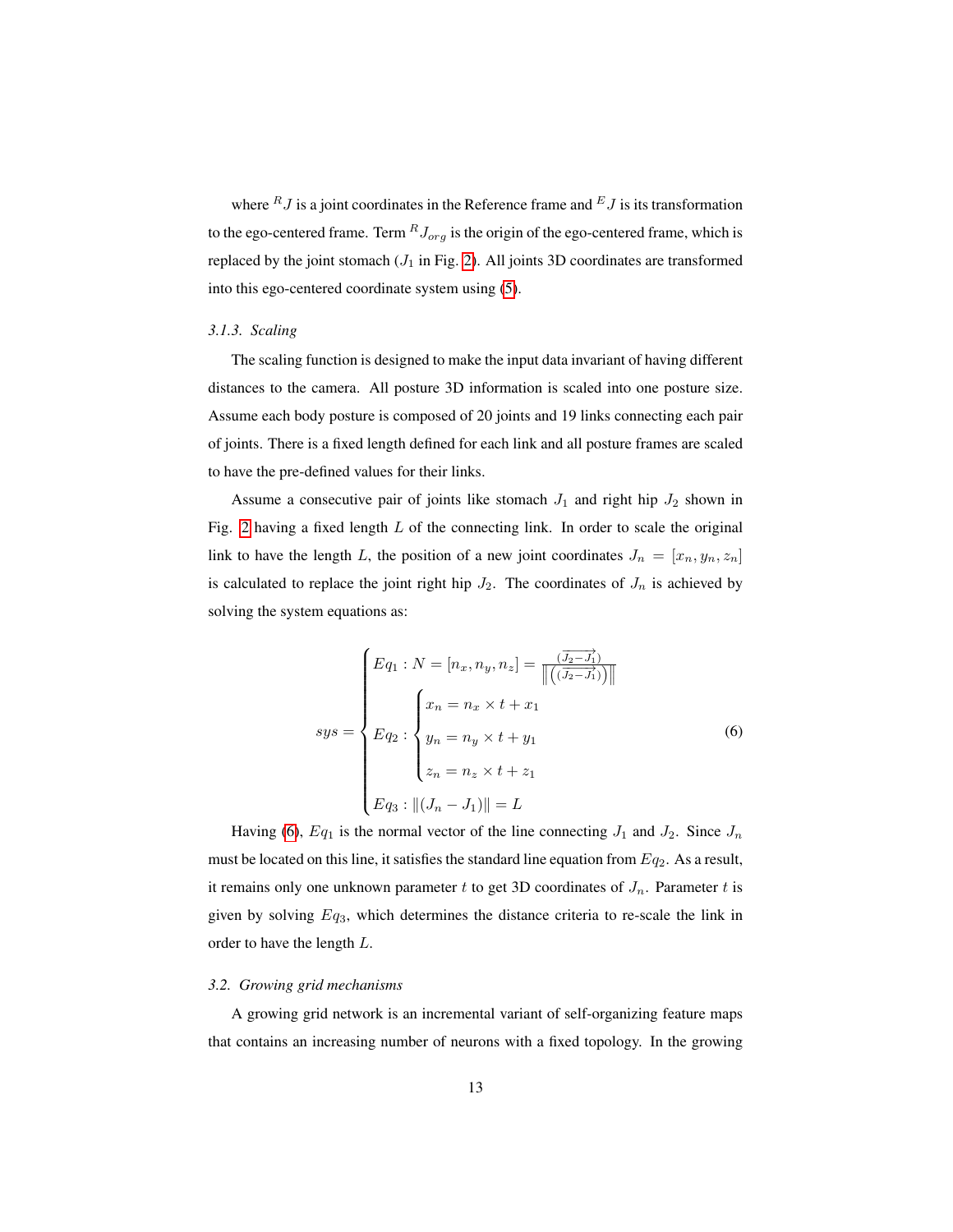where ${}^{R}J$ is a joint coordinates in the Reference frame and ${}^{E}J$ is its transformation to the ego-centered frame. Term ${}^{R}J_{org}$ is the origin of the ego-centered frame, which is replaced by the joint stomach ($J_1$ in Fig. 2). All joints 3D coordinates are transformed into this ego-centered coordinate system using (5).

#### 3.1.3. Scaling

The scaling function is designed to make the input data invariant of having different distances to the camera. All posture 3D information is scaled into one posture size. Assume each body posture is composed of 20 joints and 19 links connecting each pair of joints. There is a fixed length defined for each link and all posture frames are scaled to have the pre-defined values for their links.

Assume a consecutive pair of joints like stomach $J_1$ and right hip $J_2$ shown in Fig. 2 having a fixed length $L$ of the connecting link. In order to scale the original link to have the length $L$, the position of a new joint coordinates $J_n = [x_n, y_n, z_n]$ is calculated to replace the joint right hip $J_2$. The coordinates of $J_n$ is achieved by solving the system equations as:

$$
sys = \begin{cases} Eq_1 : N = [n_x, n_y, n_z] = \frac{\overrightarrow{(J_2 - J_1)}}{\left\| \left( \overrightarrow{(J_2 - J_1)} \right) \right\|} \\ Eq_2 : \begin{cases} x_n = n_x \times t + x_1 \\ y_n = n_y \times t + y_1 \\ z_n = n_z \times t + z_1 \end{cases} \\ Eq_3 : \|(J_n - J_1)\| = L \end{cases} \tag{6}
$$

Having (6), $Eq_1$ is the normal vector of the line connecting $J_1$ and $J_2$. Since $J_n$ must be located on this line, it satisfies the standard line equation from $Eq_2$. As a result, it remains only one unknown parameter $t$ to get 3D coordinates of $J_n$. Parameter $t$ is given by solving $Eq_3$, which determines the distance criteria to re-scale the link in order to have the length $L$.

### 3.2. Growing grid mechanisms

A growing grid network is an incremental variant of self-organizing feature maps that contains an increasing number of neurons with a fixed topology. In the growing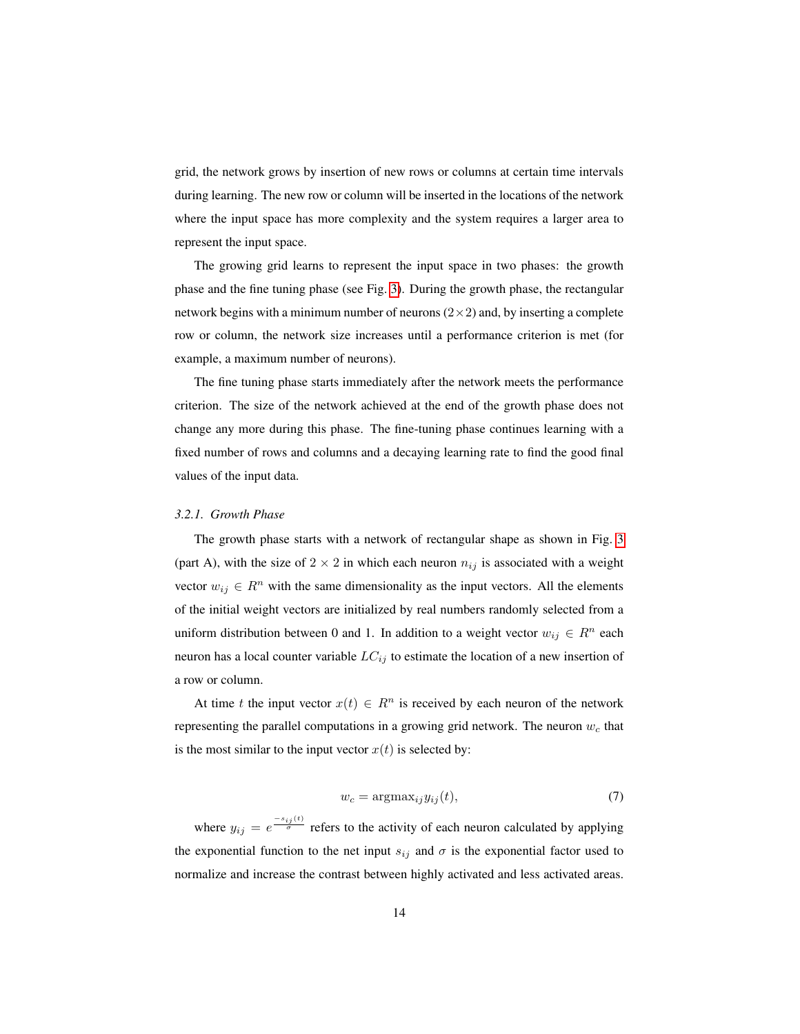grid, the network grows by insertion of new rows or columns at certain time intervals during learning. The new row or column will be inserted in the locations of the network where the input space has more complexity and the system requires a larger area to represent the input space.

The growing grid learns to represent the input space in two phases: the growth phase and the fine tuning phase (see Fig. 3). During the growth phase, the rectangular network begins with a minimum number of neurons ($2 \times 2$) and, by inserting a complete row or column, the network size increases until a performance criterion is met (for example, a maximum number of neurons).

The fine tuning phase starts immediately after the network meets the performance criterion. The size of the network achieved at the end of the growth phase does not change any more during this phase. The fine-tuning phase continues learning with a fixed number of rows and columns and a decaying learning rate to find the good final values of the input data.

### *3.2.1. Growth Phase*

The growth phase starts with a network of rectangular shape as shown in Fig. 3 (part A), with the size of $2 \times 2$ in which each neuron $n_{ij}$ is associated with a weight vector $w_{ij} \in R^n$ with the same dimensionality as the input vectors. All the elements of the initial weight vectors are initialized by real numbers randomly selected from a uniform distribution between 0 and 1. In addition to a weight vector $w_{ij} \in R^n$ each neuron has a local counter variable $LC_{ij}$ to estimate the location of a new insertion of a row or column.

At time $t$ the input vector $x(t) \in R^n$ is received by each neuron of the network representing the parallel computations in a growing grid network. The neuron $w_c$ that is the most similar to the input vector $x(t)$ is selected by:

$$w_c = \text{argmax}_{ij} y_{ij}(t), \tag{7}$$

where $y_{ij} = e^{\frac{-s_{ij}(t)}{\sigma}}$ refers to the activity of each neuron calculated by applying the exponential function to the net input $s_{ij}$ and $\sigma$ is the exponential factor used to normalize and increase the contrast between highly activated and less activated areas.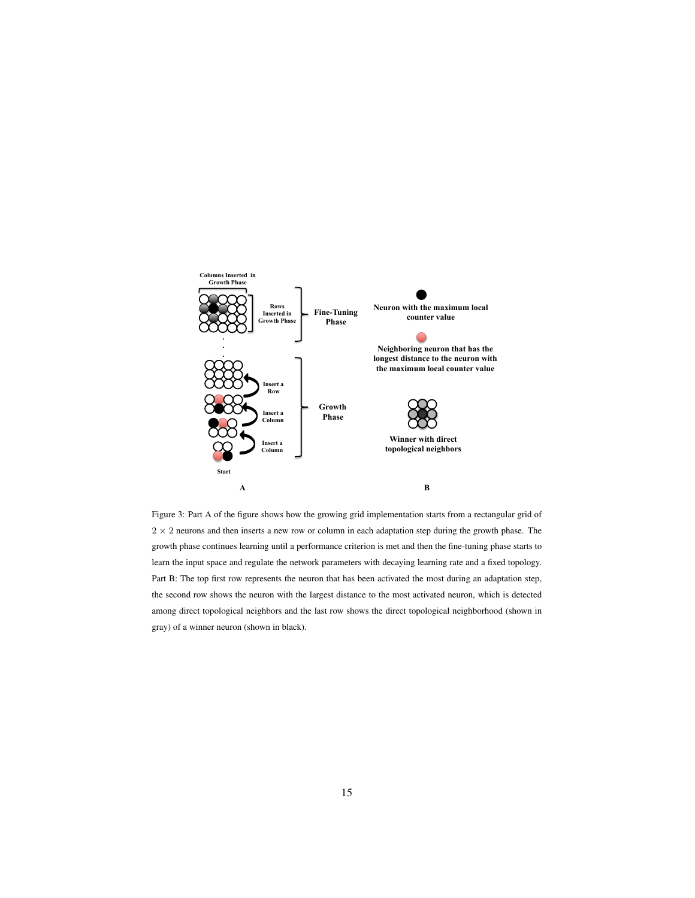Figure 3: Part A of the figure shows how the growing grid implementation starts from a rectangular grid of $2 \times 2$ neurons and then inserts a new row or column in each adaptation step during the growth phase. The growth phase continues learning until a performance criterion is met and then the fine-tuning phase starts to learn the input space and regulate the network parameters with decaying learning rate and a fixed topology. Part B: The top first row represents the neuron that has been activated the most during an adaptation step, the second row shows the neuron with the largest distance to the most activated neuron, which is detected among direct topological neighbors and the last row shows the direct topological neighborhood (shown in gray) of a winner neuron (shown in black).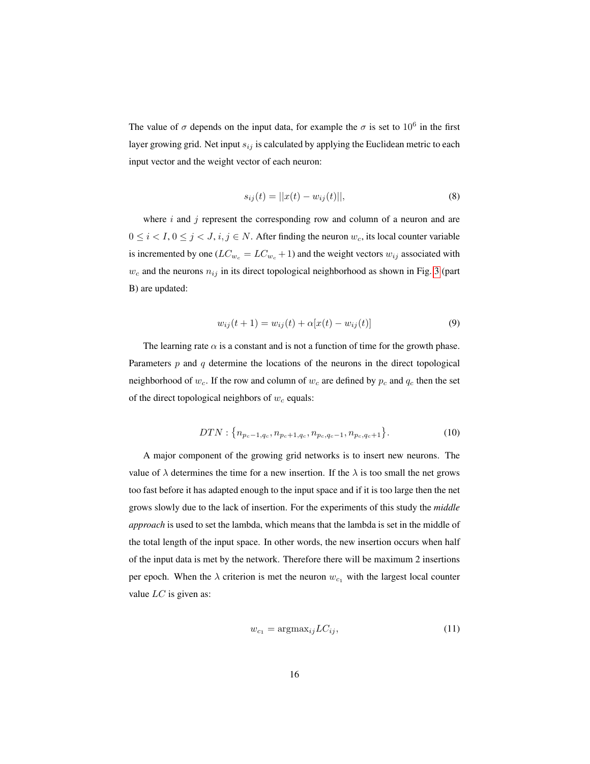The value of $\sigma$ depends on the input data, for example the $\sigma$ is set to $10^6$ in the first layer growing grid. Net input $s_{ij}$ is calculated by applying the Euclidean metric to each input vector and the weight vector of each neuron:

$$s_{ij}(t) = ||x(t) - w_{ij}(t)||, \tag{8}$$

where $i$ and $j$ represent the corresponding row and column of a neuron and are $0 \leq i < I, 0 \leq j < J, i, j \in N$. After finding the neuron $w_c$, its local counter variable is incremented by one ($LC_{w_c} = LC_{w_c} + 1$) and the weight vectors $w_{ij}$ associated with $w_c$ and the neurons $n_{ij}$ in its direct topological neighborhood as shown in Fig. 3 (part B) are updated:

$$w_{ij}(t+1) = w_{ij}(t) + \alpha[x(t) - w_{ij}(t)] \tag{9}$$

The learning rate $\alpha$ is a constant and is not a function of time for the growth phase. Parameters $p$ and $q$ determine the locations of the neurons in the direct topological neighborhood of $w_c$. If the row and column of $w_c$ are defined by $p_c$ and $q_c$ then the set of the direct topological neighbors of $w_c$ equals:

$$DTN : \{n_{p_c-1,q_c}, n_{p_c+1,q_c}, n_{p_c,q_c-1}, n_{p_c,q_c+1}\}. \tag{10}$$

A major component of the growing grid networks is to insert new neurons. The value of $\lambda$ determines the time for a new insertion. If the $\lambda$ is too small the net grows too fast before it has adapted enough to the input space and if it is too large then the net grows slowly due to the lack of insertion. For the experiments of this study the ***middle approach*** is used to set the lambda, which means that the lambda is set in the middle of the total length of the input space. In other words, the new insertion occurs when half of the input data is met by the network. Therefore there will be maximum 2 insertions per epoch. When the $\lambda$ criterion is met the neuron $w_{c_1}$ with the largest local counter value $LC$ is given as:

$$w_{c_1} = \mathrm{argmax}_{ij} LC_{ij}, \tag{11}$$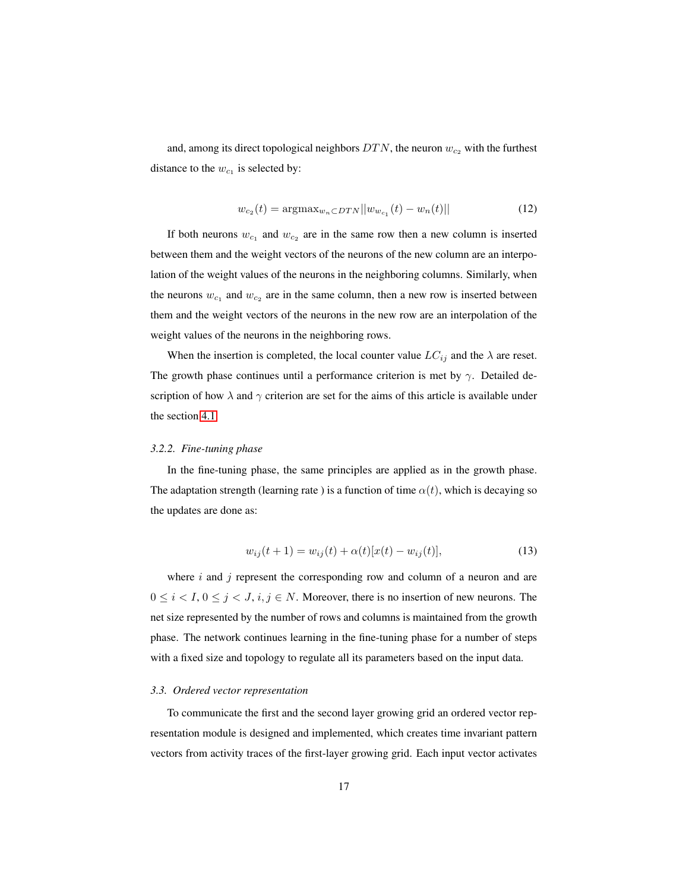and, among its direct topological neighbors $DTN$, the neuron $w_{c_2}$ with the furthest distance to the $w_{c_1}$ is selected by:

$$w_{c_2}(t) = \text{argmax}_{w_n \subset DTN} ||w_{w_{c_1}}(t) - w_n(t)|| \tag{12}$$

If both neurons $w_{c_1}$ and $w_{c_2}$ are in the same row then a new column is inserted between them and the weight vectors of the neurons of the new column are an interpolation of the weight values of the neurons in the neighboring columns. Similarly, when the neurons $w_{c_1}$ and $w_{c_2}$ are in the same column, then a new row is inserted between them and the weight vectors of the neurons in the new row are an interpolation of the weight values of the neurons in the neighboring rows.

When the insertion is completed, the local counter value $LC_{ij}$ and the $\lambda$ are reset. The growth phase continues until a performance criterion is met by $\gamma$. Detailed description of how $\lambda$ and $\gamma$ criterion are set for the aims of this article is available under the section 4.1

### *3.2.2. Fine-tuning phase*

In the fine-tuning phase, the same principles are applied as in the growth phase. The adaptation strength (learning rate ) is a function of time $\alpha(t)$, which is decaying so the updates are done as:

$$w_{ij}(t + 1) = w_{ij}(t) + \alpha(t)[x(t) - w_{ij}(t)], \tag{13}$$

where $i$ and $j$ represent the corresponding row and column of a neuron and are $0 \leq i < I, 0 \leq j < J, i, j \in N$. Moreover, there is no insertion of new neurons. The net size represented by the number of rows and columns is maintained from the growth phase. The network continues learning in the fine-tuning phase for a number of steps with a fixed size and topology to regulate all its parameters based on the input data.

## *3.3. Ordered vector representation*

To communicate the first and the second layer growing grid an ordered vector representation module is designed and implemented, which creates time invariant pattern vectors from activity traces of the first-layer growing grid. Each input vector activates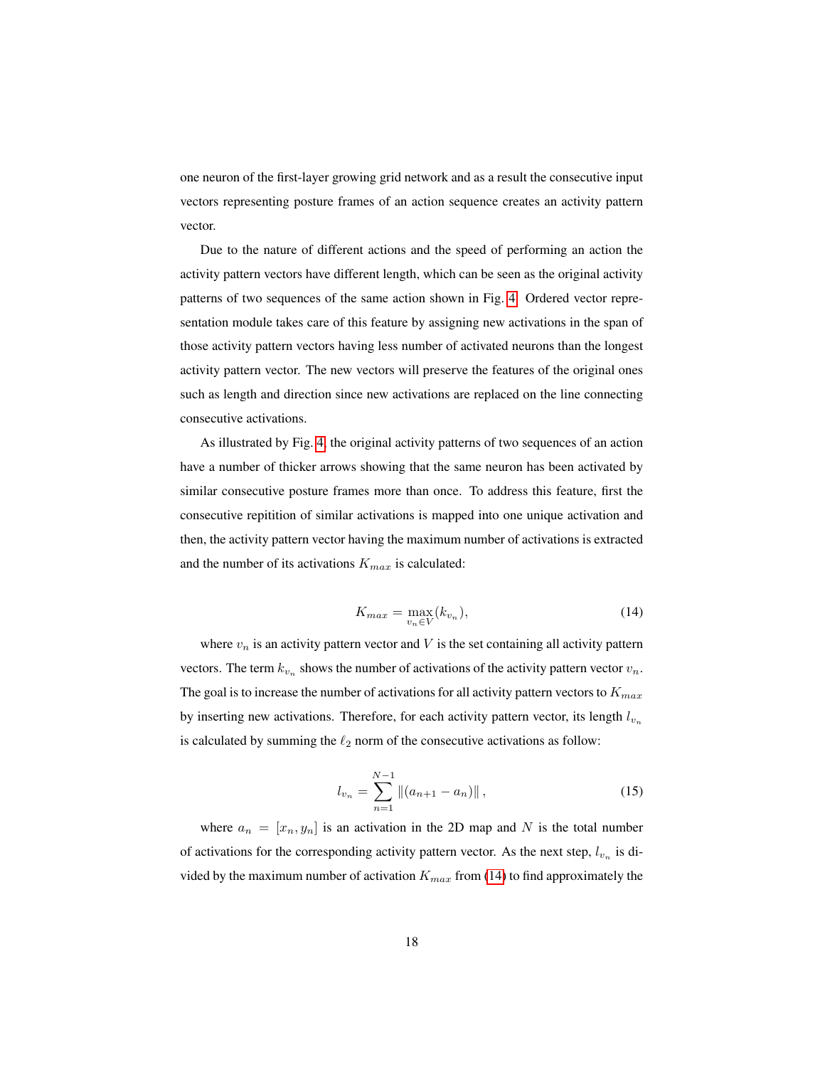one neuron of the first-layer growing grid network and as a result the consecutive input vectors representing posture frames of an action sequence creates an activity pattern vector.

Due to the nature of different actions and the speed of performing an action the activity pattern vectors have different length, which can be seen as the original activity patterns of two sequences of the same action shown in Fig. 4. Ordered vector representation module takes care of this feature by assigning new activations in the span of those activity pattern vectors having less number of activated neurons than the longest activity pattern vector. The new vectors will preserve the features of the original ones such as length and direction since new activations are replaced on the line connecting consecutive activations.

As illustrated by Fig. 4, the original activity patterns of two sequences of an action have a number of thicker arrows showing that the same neuron has been activated by similar consecutive posture frames more than once. To address this feature, first the consecutive repitition of similar activations is mapped into one unique activation and then, the activity pattern vector having the maximum number of activations is extracted and the number of its activations $K_{max}$ is calculated:

$$K_{max} = \max_{v_n \in V}(k_{v_n}), \tag{14}$$

where $v_n$ is an activity pattern vector and $V$ is the set containing all activity pattern vectors. The term $k_{v_n}$ shows the number of activations of the activity pattern vector $v_n$. The goal is to increase the number of activations for all activity pattern vectors to $K_{max}$ by inserting new activations. Therefore, for each activity pattern vector, its length $l_{v_n}$ is calculated by summing the $\ell_2$ norm of the consecutive activations as follow:

$$l_{v_n} = \sum_{n=1}^{N-1} \left\| (a_{n+1} - a_n) \right\|, \tag{15}$$

where $a_n = [x_n, y_n]$ is an activation in the 2D map and $N$ is the total number of activations for the corresponding activity pattern vector. As the next step, $l_{v_n}$ is divided by the maximum number of activation $K_{max}$ from (14) to find approximately the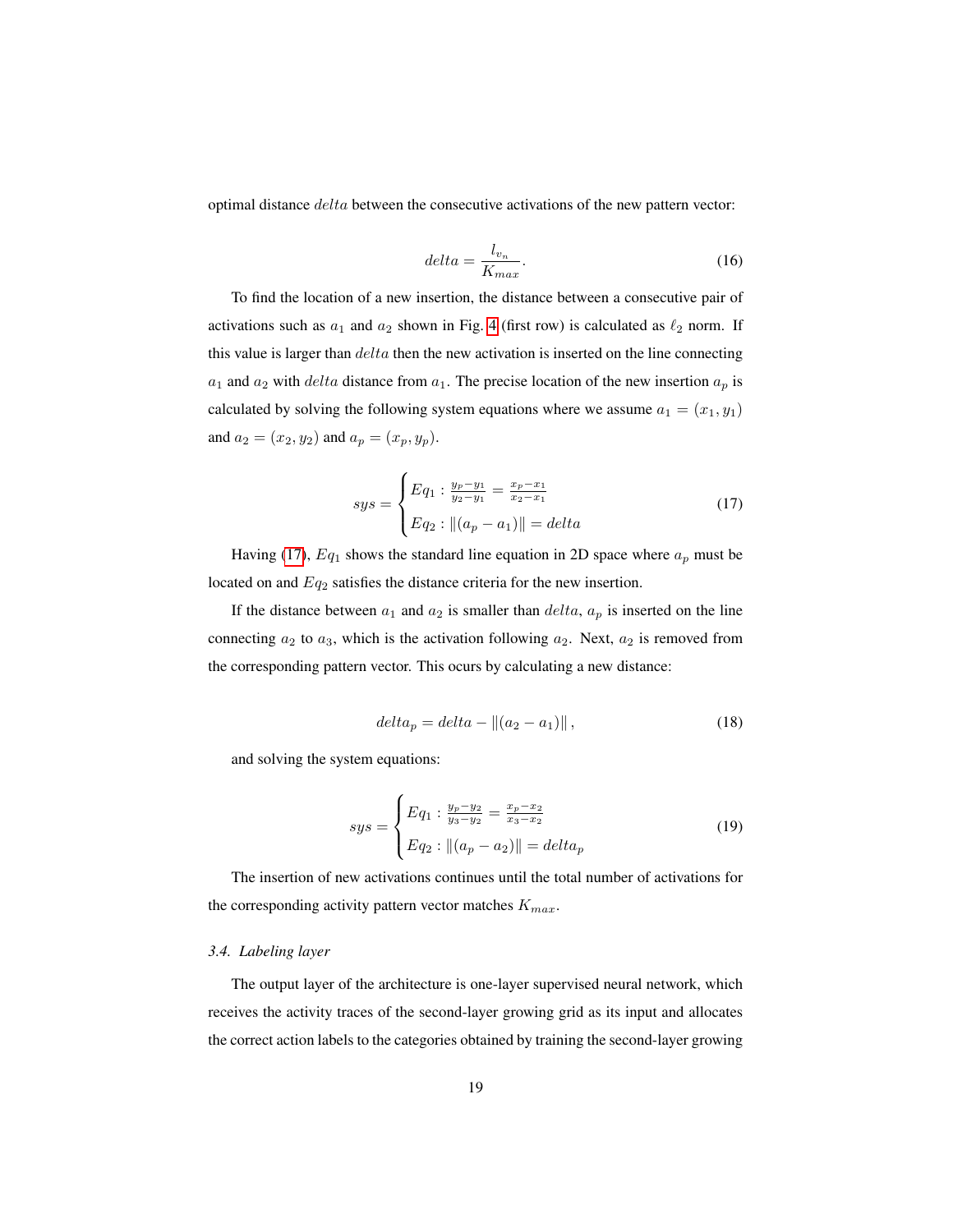optimal distance $delta$ between the consecutive activations of the new pattern vector:

$$delta = \frac{l_{v_n}}{K_{max}}. \tag{16}$$

To find the location of a new insertion, the distance between a consecutive pair of activations such as $a_1$ and $a_2$ shown in Fig. 4 (first row) is calculated as $\ell_2$ norm. If this value is larger than $delta$ then the new activation is inserted on the line connecting $a_1$ and $a_2$ with $delta$ distance from $a_1$. The precise location of the new insertion $a_p$ is calculated by solving the following system equations where we assume $a_1 = (x_1, y_1)$ and $a_2 = (x_2, y_2)$ and $a_p = (x_p, y_p)$.

$$sys = \begin{cases} Eq_1 : \frac{y_p - y_1}{y_2 - y_1} = \frac{x_p - x_1}{x_2 - x_1} \\ Eq_2 : \|(a_p - a_1)\| = delta \end{cases} \tag{17}$$

Having (17), $Eq_1$ shows the standard line equation in 2D space where $a_p$ must be located on and $Eq_2$ satisfies the distance criteria for the new insertion.

If the distance between $a_1$ and $a_2$ is smaller than $delta$, $a_p$ is inserted on the line connecting $a_2$ to $a_3$, which is the activation following $a_2$. Next, $a_2$ is removed from the corresponding pattern vector. This ocurs by calculating a new distance:

$$delta_p = delta - \|(a_2 - a_1)\|, \tag{18}$$

and solving the system equations:

$$sys = \begin{cases} Eq_1 : \frac{y_p - y_2}{y_3 - y_2} = \frac{x_p - x_2}{x_3 - x_2} \\ Eq_2 : \|(a_p - a_2)\| = delta_p \end{cases} \tag{19}$$

The insertion of new activations continues until the total number of activations for the corresponding activity pattern vector matches $K_{max}$.

### *3.4. Labeling layer*

The output layer of the architecture is one-layer supervised neural network, which receives the activity traces of the second-layer growing grid as its input and allocates the correct action labels to the categories obtained by training the second-layer growing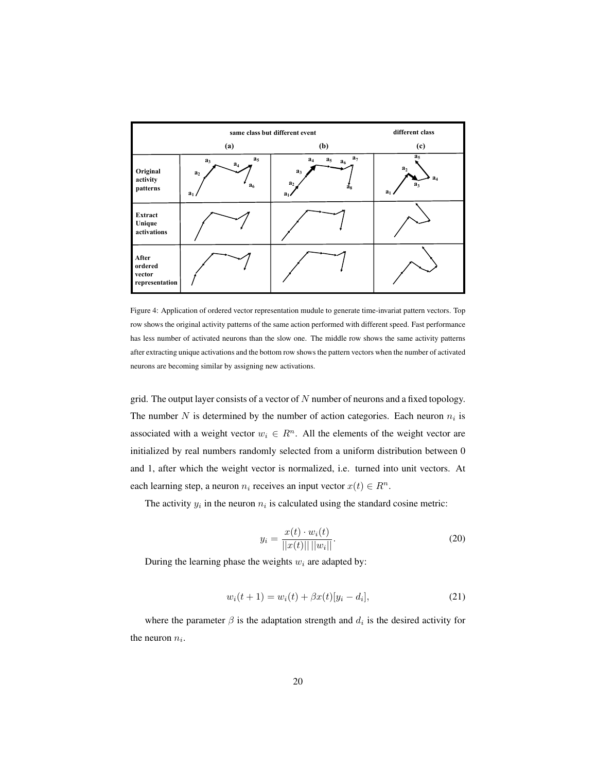Figure 4: Application of ordered vector representation mudule to generate time-invariat pattern vectors. Top row shows the original activity patterns of the same action performed with different speed. Fast performance has less number of activated neurons than the slow one. The middle row shows the same activity patterns after extracting unique activations and the bottom row shows the pattern vectors when the number of activated neurons are becoming similar by assigning new activations.

grid. The output layer consists of a vector of $N$ number of neurons and a fixed topology. The number $N$ is determined by the number of action categories. Each neuron $n_i$ is associated with a weight vector $w_i \in R^n$. All the elements of the weight vector are initialized by real numbers randomly selected from a uniform distribution between 0 and 1, after which the weight vector is normalized, i.e. turned into unit vectors. At each learning step, a neuron $n_i$ receives an input vector $x(t) \in R^n$.

The activity $y_i$ in the neuron $n_i$ is calculated using the standard cosine metric:

$$y_i = \frac{x(t) \cdot w_i(t)}{||x(t)|| \, ||w_i||}. \tag{20}$$

During the learning phase the weights $w_i$ are adapted by:

$$w_i(t+1) = w_i(t) + \beta x(t)[y_i - d_i], \tag{21}$$

where the parameter $\beta$ is the adaptation strength and $d_i$ is the desired activity for the neuron $n_i$.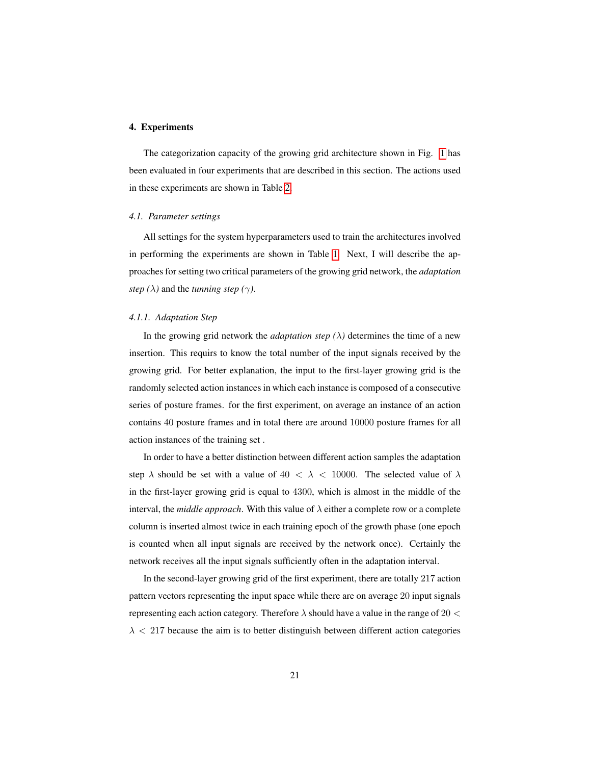## 4. Experiments

The categorization capacity of the growing grid architecture shown in Fig. 1 has been evaluated in four experiments that are described in this section. The actions used in these experiments are shown in Table 2.

### 4.1. Parameter settings

All settings for the system hyperparameters used to train the architectures involved in performing the experiments are shown in Table 1. Next, I will describe the approaches for setting two critical parameters of the growing grid network, the *adaptation step ($\lambda$)* and the *tunning step ($\gamma$)*.

#### 4.1.1. Adaptation Step

In the growing grid network the *adaptation step ($\lambda$)* determines the time of a new insertion. This requirs to know the total number of the input signals received by the growing grid. For better explanation, the input to the first-layer growing grid is the randomly selected action instances in which each instance is composed of a consecutive series of posture frames. for the first experiment, on average an instance of an action contains $40$ posture frames and in total there are around $10000$ posture frames for all action instances of the training set .

In order to have a better distinction between different action samples the adaptation step $\lambda$ should be set with a value of $40 < \lambda < 10000$. The selected value of $\lambda$ in the first-layer growing grid is equal to $4300$, which is almost in the middle of the interval, the *middle approach*. With this value of $\lambda$ either a complete row or a complete column is inserted almost twice in each training epoch of the growth phase (one epoch is counted when all input signals are received by the network once). Certainly the network receives all the input signals sufficiently often in the adaptation interval.

In the second-layer growing grid of the first experiment, there are totally $217$ action pattern vectors representing the input space while there are on average $20$ input signals representing each action category. Therefore $\lambda$ should have a value in the range of $20 < \lambda < 217$ because the aim is to better distinguish between different action categories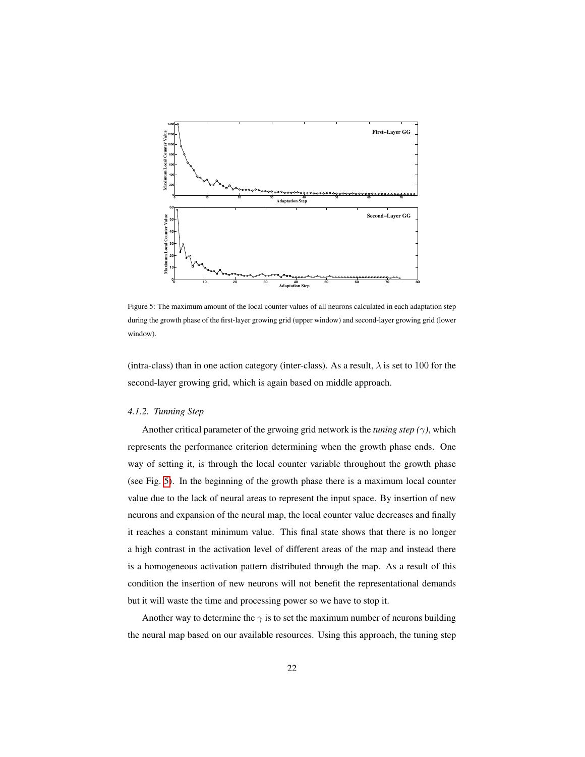Figure 5: The maximum amount of the local counter values of all neurons calculated in each adaptation step during the growth phase of the first-layer growing grid (upper window) and second-layer growing grid (lower window).

(intra-class) than in one action category (inter-class). As a result, $\lambda$ is set to 100 for the second-layer growing grid, which is again based on middle approach.

#### *4.1.2. Tunning Step*

Another critical parameter of the grwoing grid network is the *tuning step ($\gamma$)*, which represents the performance criterion determining when the growth phase ends. One way of setting it, is through the local counter variable throughout the growth phase (see Fig. 5). In the beginning of the growth phase there is a maximum local counter value due to the lack of neural areas to represent the input space. By insertion of new neurons and expansion of the neural map, the local counter value decreases and finally it reaches a constant minimum value. This final state shows that there is no longer a high contrast in the activation level of different areas of the map and instead there is a homogeneous activation pattern distributed through the map. As a result of this condition the insertion of new neurons will not benefit the representational demands but it will waste the time and processing power so we have to stop it.

Another way to determine the $\gamma$ is to set the maximum number of neurons building the neural map based on our available resources. Using this approach, the tuning step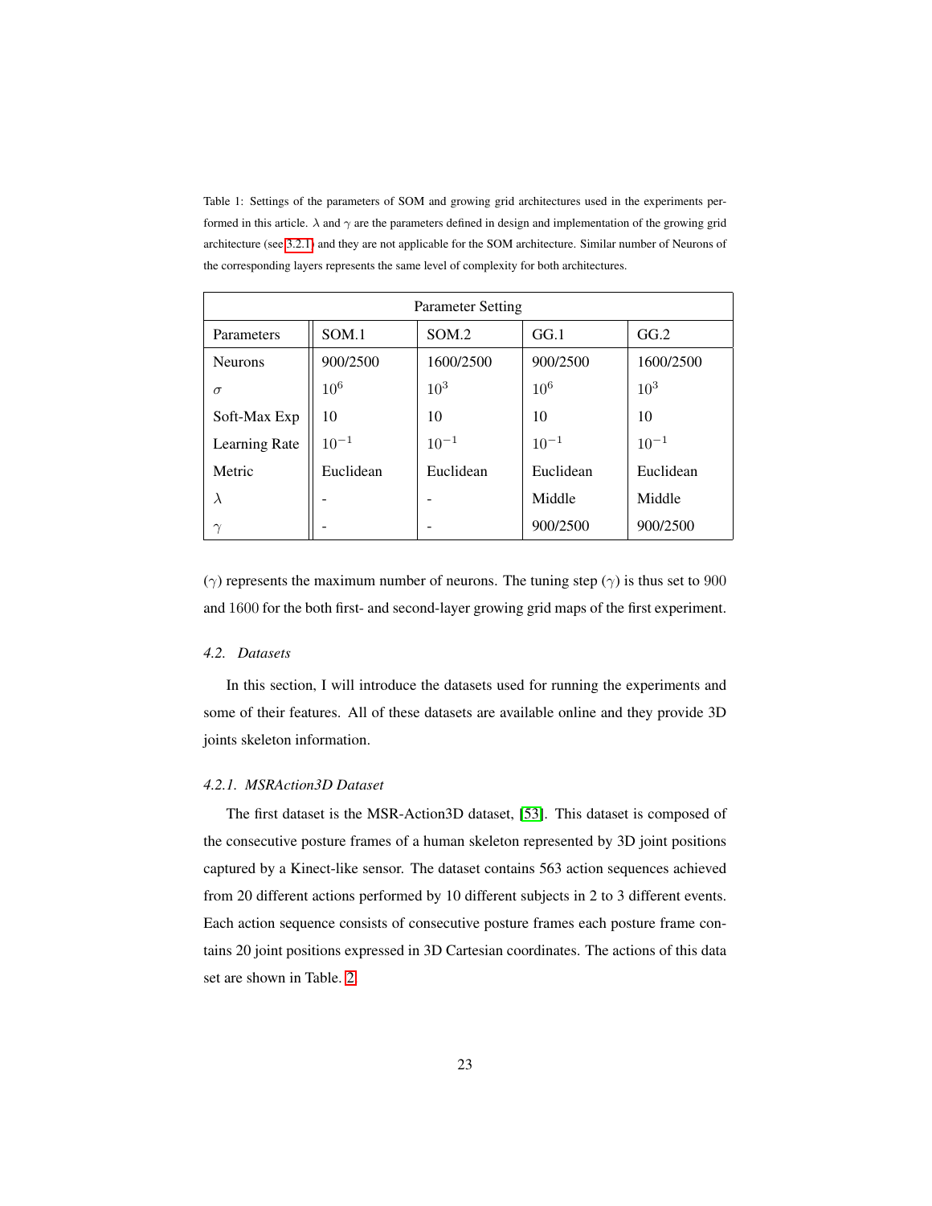Table 1: Settings of the parameters of SOM and growing grid architectures used in the experiments performed in this article. $\lambda$ and $\gamma$ are the parameters defined in design and implementation of the growing grid architecture (see 3.2.1) and they are not applicable for the SOM architecture. Similar number of Neurons of the corresponding layers represents the same level of complexity for both architectures.

| Parameter Setting | | | | |
|---|---|---|---|---|
| Parameters | SOM.1 | SOM.2 | GG.1 | GG.2 |
| Neurons | 900/2500 | 1600/2500 | 900/2500 | 1600/2500 |
| $\sigma$ | $10^6$ | $10^3$ | $10^6$ | $10^3$ |
| Soft-Max Exp | 10 | 10 | 10 | 10 |
| Learning Rate | $10^{-1}$ | $10^{-1}$ | $10^{-1}$ | $10^{-1}$ |
| Metric | Euclidean | Euclidean | Euclidean | Euclidean |
| $\lambda$ | - | - | Middle | Middle |
| $\gamma$ | - | - | 900/2500 | 900/2500 |

($\gamma$) represents the maximum number of neurons. The tuning step ($\gamma$) is thus set to 900 and 1600 for the both first- and second-layer growing grid maps of the first experiment.

### 4.2. Datasets

In this section, I will introduce the datasets used for running the experiments and some of their features. All of these datasets are available online and they provide 3D joints skeleton information.

#### 4.2.1. MSRAction3D Dataset

The first dataset is the MSR-Action3D dataset, [53]. This dataset is composed of the consecutive posture frames of a human skeleton represented by 3D joint positions captured by a Kinect-like sensor. The dataset contains 563 action sequences achieved from 20 different actions performed by 10 different subjects in 2 to 3 different events. Each action sequence consists of consecutive posture frames each posture frame contains 20 joint positions expressed in 3D Cartesian coordinates. The actions of this data set are shown in Table. 2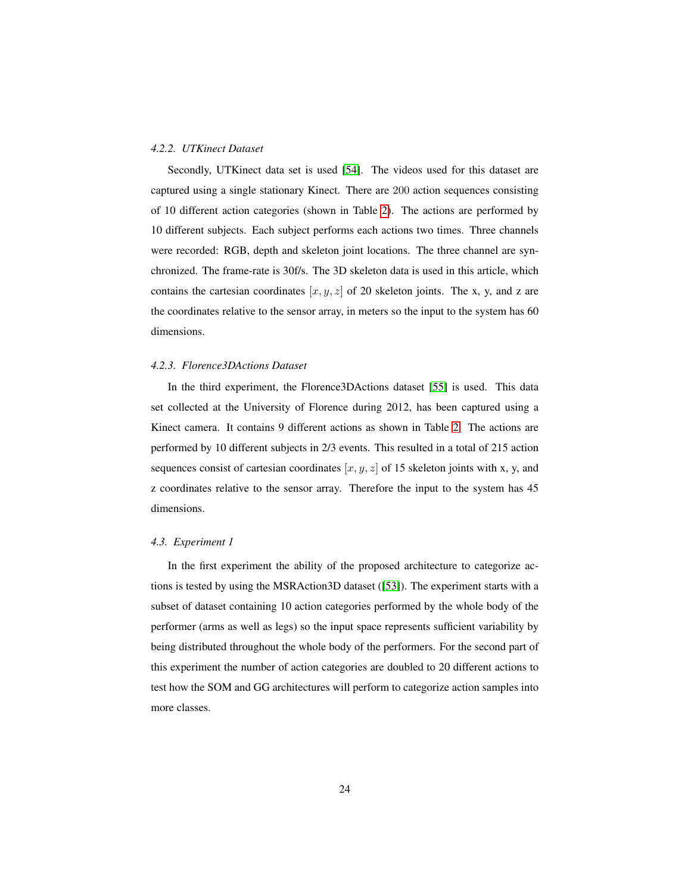#### 4.2.2. UTKinect Dataset

Secondly, UTKinect data set is used [54]. The videos used for this dataset are captured using a single stationary Kinect. There are 200 action sequences consisting of 10 different action categories (shown in Table 2). The actions are performed by 10 different subjects. Each subject performs each actions two times. Three channels were recorded: RGB, depth and skeleton joint locations. The three channel are synchronized. The frame-rate is 30f/s. The 3D skeleton data is used in this article, which contains the cartesian coordinates $[x, y, z]$ of 20 skeleton joints. The x, y, and z are the coordinates relative to the sensor array, in meters so the input to the system has 60 dimensions.

#### 4.2.3. Florence3DActions Dataset

In the third experiment, the Florence3DActions dataset [55] is used. This data set collected at the University of Florence during 2012, has been captured using a Kinect camera. It contains 9 different actions as shown in Table 2. The actions are performed by 10 different subjects in 2/3 events. This resulted in a total of 215 action sequences consist of cartesian coordinates $[x, y, z]$ of 15 skeleton joints with x, y, and z coordinates relative to the sensor array. Therefore the input to the system has 45 dimensions.

### 4.3. Experiment 1

In the first experiment the ability of the proposed architecture to categorize actions is tested by using the MSRAction3D dataset ([53]). The experiment starts with a subset of dataset containing 10 action categories performed by the whole body of the performer (arms as well as legs) so the input space represents sufficient variability by being distributed throughout the whole body of the performers. For the second part of this experiment the number of action categories are doubled to 20 different actions to test how the SOM and GG architectures will perform to categorize action samples into more classes.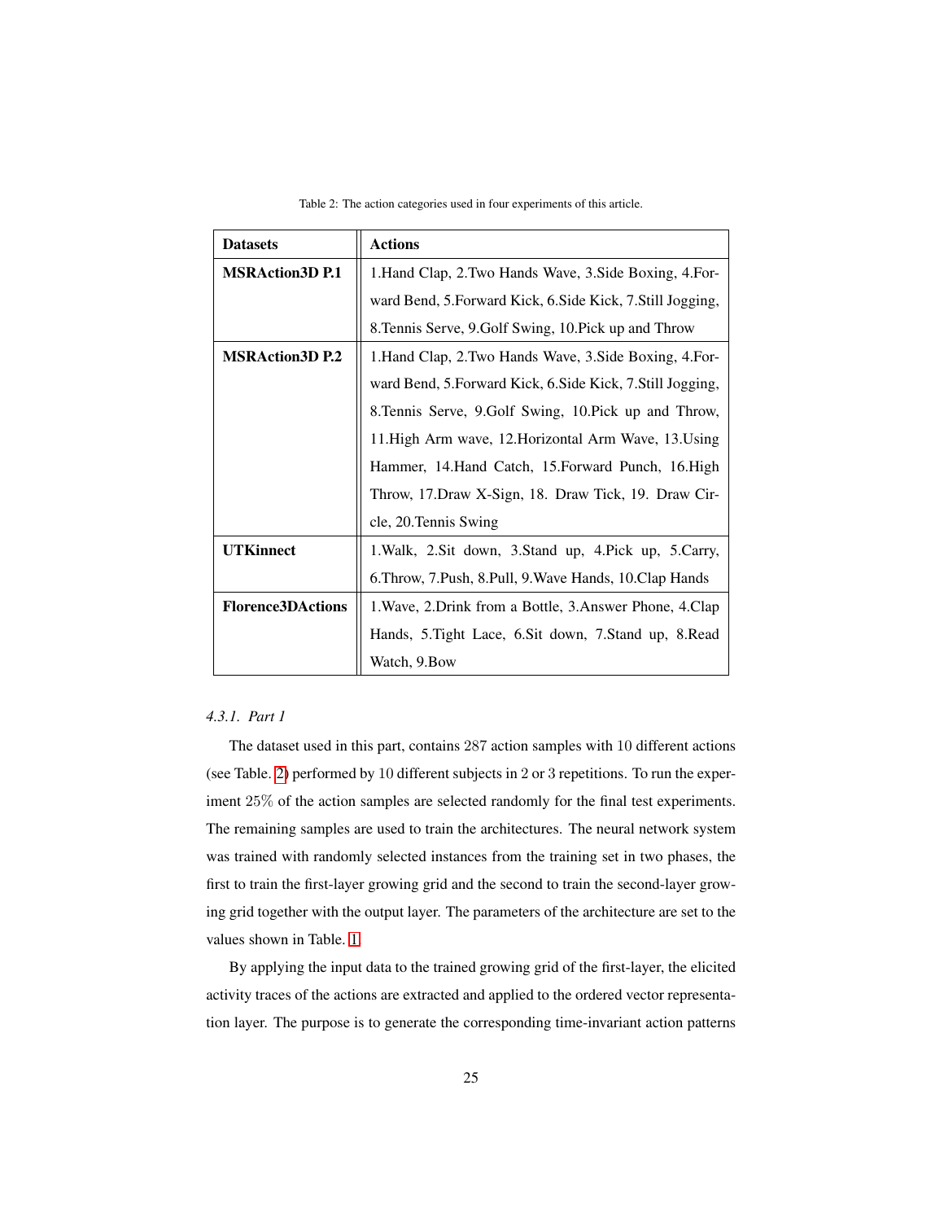Table 2: The action categories used in four experiments of this article.

| Datasets | Actions |
|---|---|
| **MSRAction3D P.1** | 1.Hand Clap, 2.Two Hands Wave, 3.Side Boxing, 4.Forward Bend, 5.Forward Kick, 6.Side Kick, 7.Still Jogging, 8.Tennis Serve, 9.Golf Swing, 10.Pick up and Throw |
| **MSRAction3D P.2** | 1.Hand Clap, 2.Two Hands Wave, 3.Side Boxing, 4.Forward Bend, 5.Forward Kick, 6.Side Kick, 7.Still Jogging, 8.Tennis Serve, 9.Golf Swing, 10.Pick up and Throw, 11.High Arm wave, 12.Horizontal Arm Wave, 13.Using Hammer, 14.Hand Catch, 15.Forward Punch, 16.High Throw, 17.Draw X-Sign, 18. Draw Tick, 19. Draw Circle, 20.Tennis Swing |
| **UTKinnect** | 1.Walk, 2.Sit down, 3.Stand up, 4.Pick up, 5.Carry, 6.Throw, 7.Push, 8.Pull, 9.Wave Hands, 10.Clap Hands |
| **Florence3DActions** | 1.Wave, 2.Drink from a Bottle, 3.Answer Phone, 4.Clap Hands, 5.Tight Lace, 6.Sit down, 7.Stand up, 8.Read Watch, 9.Bow |

#### *4.3.1. Part 1*

The dataset used in this part, contains 287 action samples with 10 different actions (see Table. 2) performed by 10 different subjects in 2 or 3 repetitions. To run the experiment 25% of the action samples are selected randomly for the final test experiments. The remaining samples are used to train the architectures. The neural network system was trained with randomly selected instances from the training set in two phases, the first to train the first-layer growing grid and the second to train the second-layer growing grid together with the output layer. The parameters of the architecture are set to the values shown in Table. 1.

By applying the input data to the trained growing grid of the first-layer, the elicited activity traces of the actions are extracted and applied to the ordered vector representation layer. The purpose is to generate the corresponding time-invariant action patterns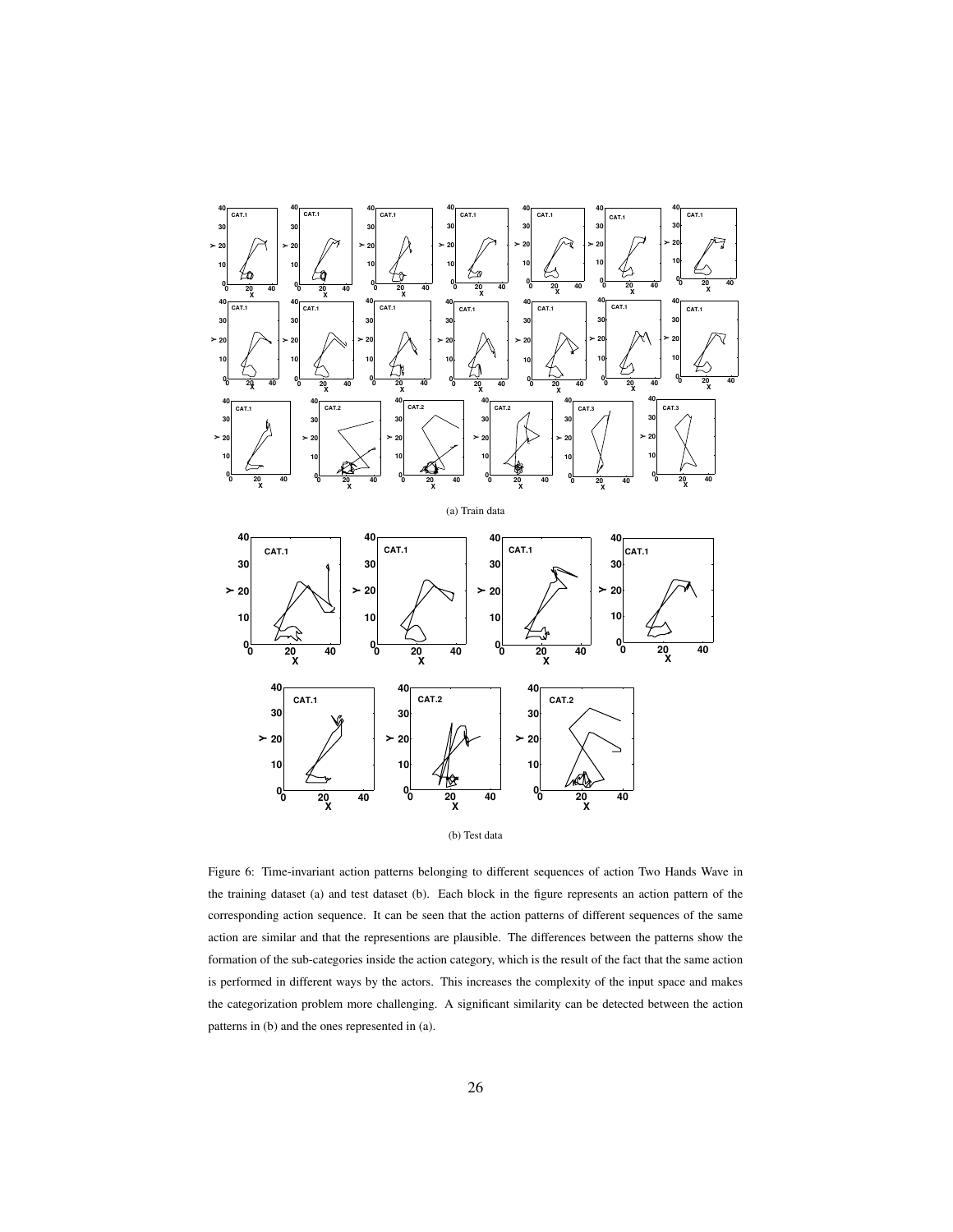(a) Train data

(b) Test data

Figure 6: Time-invariant action patterns belonging to different sequences of action Two Hands Wave in the training dataset (a) and test dataset (b). Each block in the figure represents an action pattern of the corresponding action sequence. It can be seen that the action patterns of different sequences of the same action are similar and that the representions are plausible. The differences between the patterns show the formation of the sub-categories inside the action category, which is the result of the fact that the same action is performed in different ways by the actors. This increases the complexity of the input space and makes the categorization problem more challenging. A significant similarity can be detected between the action patterns in (b) and the ones represented in (a).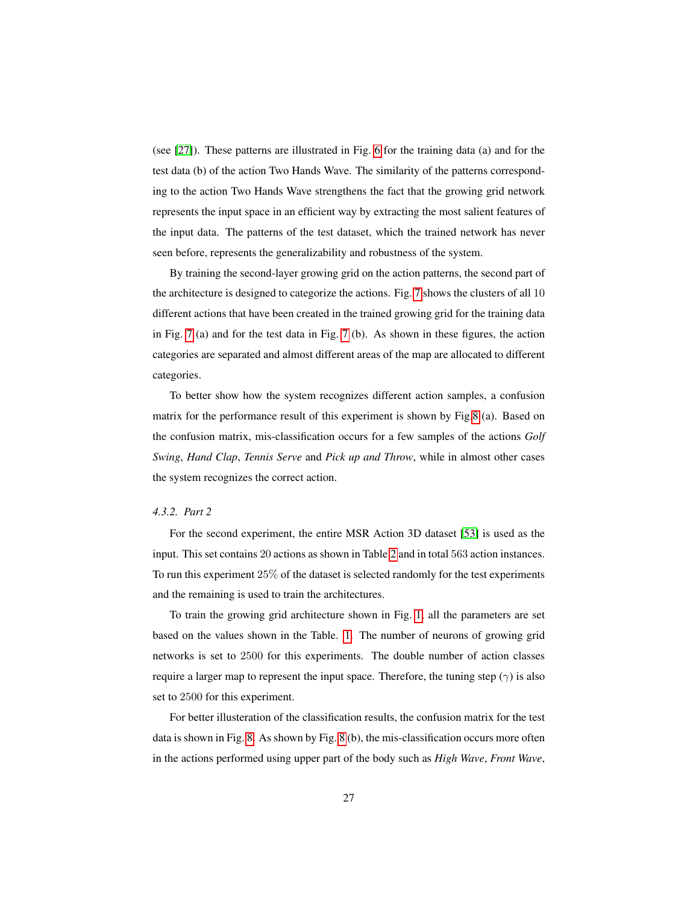(see [27]). These patterns are illustrated in Fig. 6 for the training data (a) and for the test data (b) of the action Two Hands Wave. The similarity of the patterns corresponding to the action Two Hands Wave strengthens the fact that the growing grid network represents the input space in an efficient way by extracting the most salient features of the input data. The patterns of the test dataset, which the trained network has never seen before, represents the generalizability and robustness of the system.

By training the second-layer growing grid on the action patterns, the second part of the architecture is designed to categorize the actions. Fig. 7 shows the clusters of all 10 different actions that have been created in the trained growing grid for the training data in Fig. 7 (a) and for the test data in Fig. 7 (b). As shown in these figures, the action categories are separated and almost different areas of the map are allocated to different categories.

To better show how the system recognizes different action samples, a confusion matrix for the performance result of this experiment is shown by Fig.8 (a). Based on the confusion matrix, mis-classification occurs for a few samples of the actions *Golf Swing*, *Hand Clap*, *Tennis Serve* and *Pick up and Throw*, while in almost other cases the system recognizes the correct action.

#### *4.3.2. Part 2*

For the second experiment, the entire MSR Action 3D dataset [53] is used as the input. This set contains 20 actions as shown in Table 2 and in total 563 action instances. To run this experiment 25% of the dataset is selected randomly for the test experiments and the remaining is used to train the architectures.

To train the growing grid architecture shown in Fig. 1, all the parameters are set based on the values shown in the Table. 1. The number of neurons of growing grid networks is set to 2500 for this experiments. The double number of action classes require a larger map to represent the input space. Therefore, the tuning step ($\gamma$) is also set to 2500 for this experiment.

For better illusteration of the classification results, the confusion matrix for the test data is shown in Fig. 8. As shown by Fig. 8 (b), the mis-classification occurs more often in the actions performed using upper part of the body such as *High Wave*, *Front Wave*,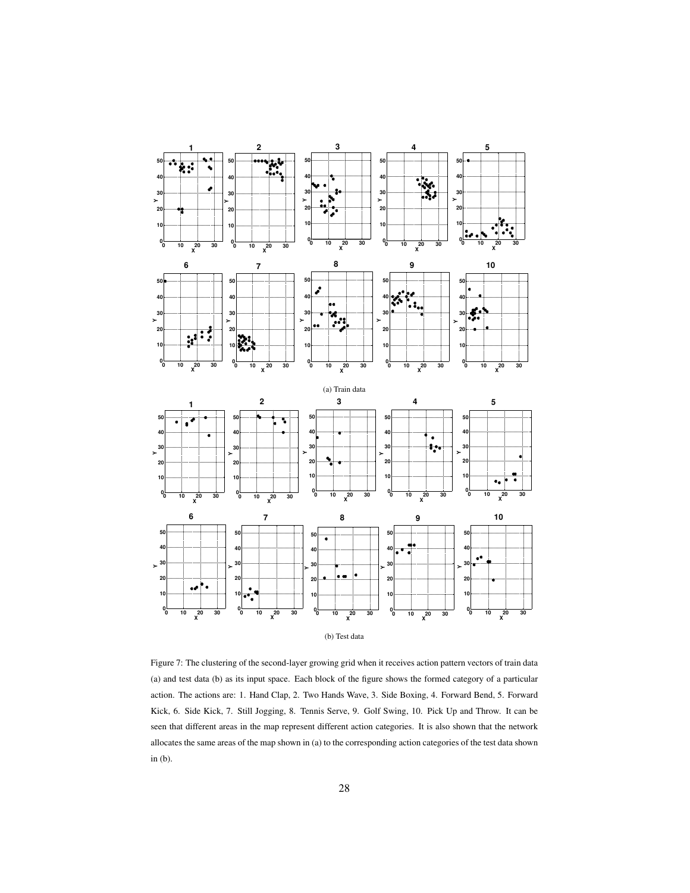(a) Train data

(b) Test data

Figure 7: The clustering of the second-layer growing grid when it receives action pattern vectors of train data (a) and test data (b) as its input space. Each block of the figure shows the formed category of a particular action. The actions are: 1. Hand Clap, 2. Two Hands Wave, 3. Side Boxing, 4. Forward Bend, 5. Forward Kick, 6. Side Kick, 7. Still Jogging, 8. Tennis Serve, 9. Golf Swing, 10. Pick Up and Throw. It can be seen that different areas in the map represent different action categories. It is also shown that the network allocates the same areas of the map shown in (a) to the corresponding action categories of the test data shown in (b).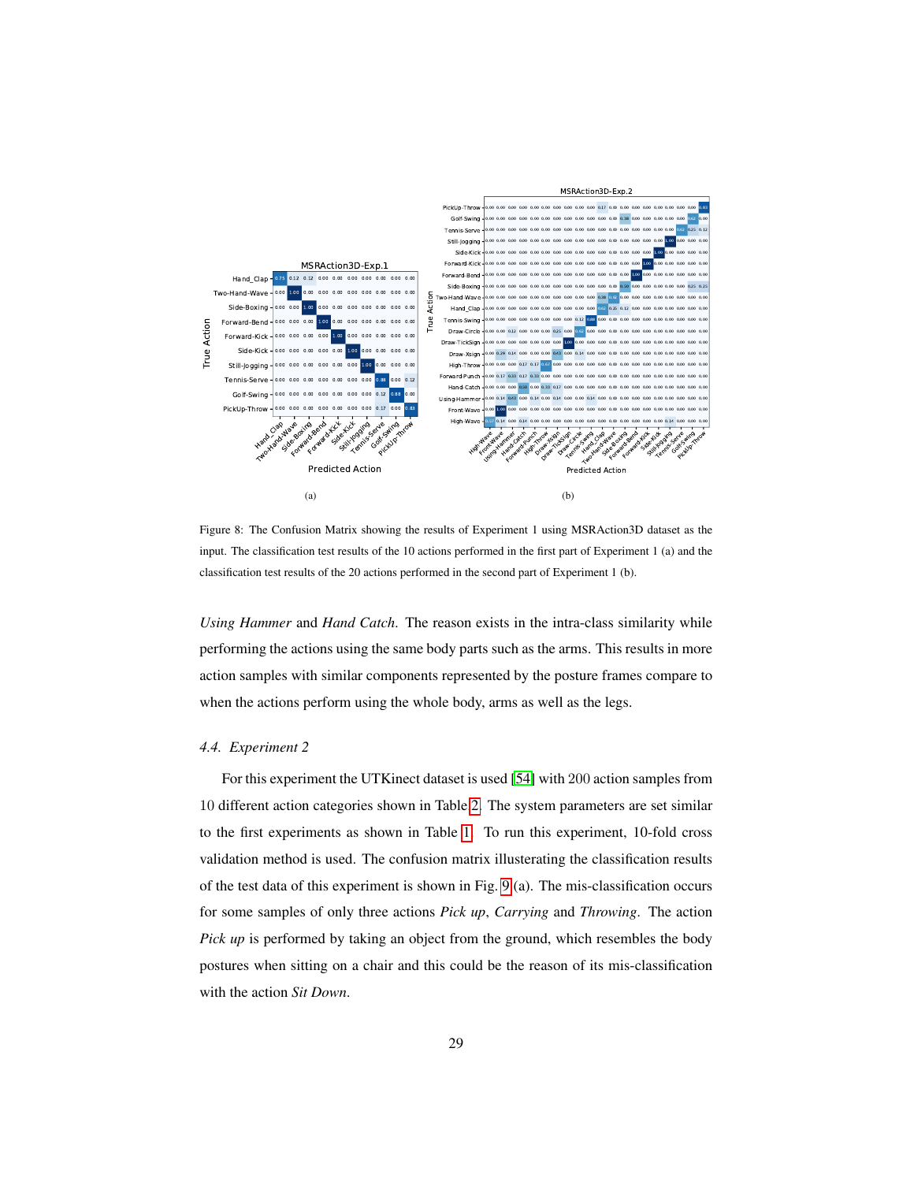Figure 8: The Confusion Matrix showing the results of Experiment 1 using MSRAction3D dataset as the input. The classification test results of the 10 actions performed in the first part of Experiment 1 (a) and the classification test results of the 20 actions performed in the second part of Experiment 1 (b).

*Using Hammer* and *Hand Catch*. The reason exists in the intra-class similarity while performing the actions using the same body parts such as the arms. This results in more action samples with similar components represented by the posture frames compare to when the actions perform using the whole body, arms as well as the legs.

### 4.4. Experiment 2

For this experiment the UTKinect dataset is used [54] with 200 action samples from 10 different action categories shown in Table 2. The system parameters are set similar to the first experiments as shown in Table 1. To run this experiment, 10-fold cross validation method is used. The confusion matrix illusterating the classification results of the test data of this experiment is shown in Fig. 9 (a). The mis-classification occurs for some samples of only three actions *Pick up*, *Carrying* and *Throwing*. The action *Pick up* is performed by taking an object from the ground, which resembles the body postures when sitting on a chair and this could be the reason of its mis-classification with the action *Sit Down*.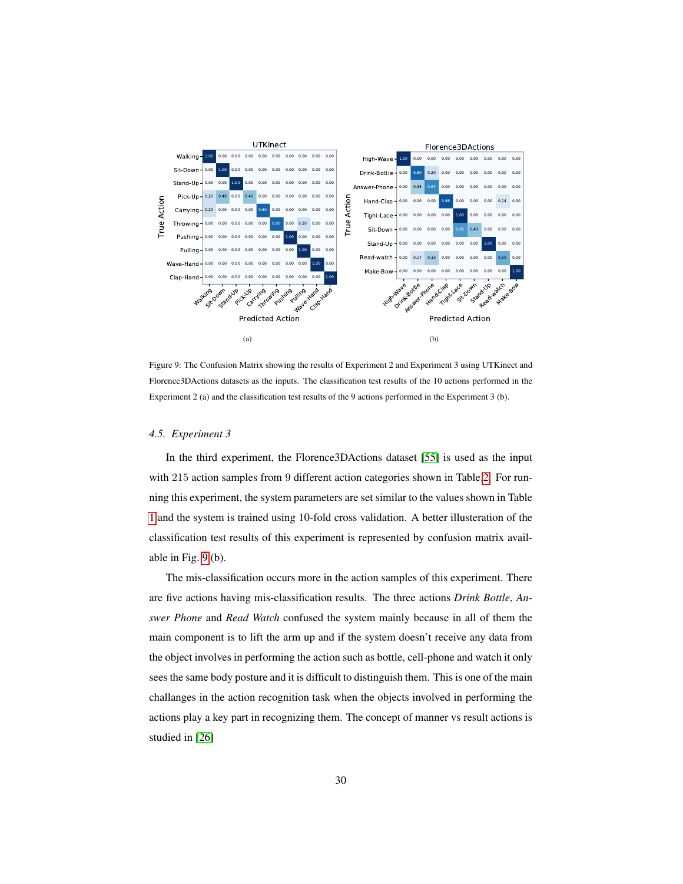**UTKinect** (True Action: rows; Predicted Action: columns)

| | Walking | Sit-Down | Stand-Up | Pick-Up | Carrying | Throwing | Pushing | Pulling | Wave-Hand | Clap-Hand |
|---|---|---|---|---|---|---|---|---|---|---|
| Walking | 1.00 | 0.00 | 0.00 | 0.00 | 0.00 | 0.00 | 0.00 | 0.00 | 0.00 | 0.00 |
| Sit-Down | 0.00 | 1.00 | 0.00 | 0.00 | 0.00 | 0.00 | 0.00 | 0.00 | 0.00 | 0.00 |
| Stand-Up | 0.00 | 0.00 | 1.00 | 0.00 | 0.00 | 0.00 | 0.00 | 0.00 | 0.00 | 0.00 |
| Pick-Up | 0.20 | 0.40 | 0.00 | 0.40 | 0.00 | 0.00 | 0.00 | 0.00 | 0.00 | 0.00 |
| Carrying | 0.20 | 0.00 | 0.00 | 0.00 | 0.80 | 0.00 | 0.00 | 0.00 | 0.00 | 0.00 |
| Throwing | 0.00 | 0.00 | 0.00 | 0.00 | 0.00 | 0.80 | 0.00 | 0.20 | 0.00 | 0.00 |
| Pushing | 0.00 | 0.00 | 0.00 | 0.00 | 0.00 | 0.00 | 1.00 | 0.00 | 0.00 | 0.00 |
| Pulling | 0.00 | 0.00 | 0.00 | 0.00 | 0.00 | 0.00 | 0.00 | 1.00 | 0.00 | 0.00 |
| Wave-Hand | 0.00 | 0.00 | 0.00 | 0.00 | 0.00 | 0.00 | 0.00 | 0.00 | 1.00 | 0.00 |
| Clap-Hand | 0.00 | 0.00 | 0.00 | 0.00 | 0.00 | 0.00 | 0.00 | 0.00 | 0.00 | 1.00 |

(a)

**Florence3DActions** (True Action: rows; Predicted Action: columns)

| | High-Wave | Drink-Bottle | Answer-Phone | Hand-Clap | Tight-Lace | Sit-Down | Stand-Up | Read-watch | Make-Bow |
|---|---|---|---|---|---|---|---|---|---|
| High-Wave | 1.00 | 0.00 | 0.00 | 0.00 | 0.00 | 0.00 | 0.00 | 0.00 | 0.00 |
| Drink-Bottle | 0.00 | 0.80 | 0.20 | 0.00 | 0.00 | 0.00 | 0.00 | 0.00 | 0.00 |
| Answer-Phone | 0.00 | 0.33 | 0.67 | 0.00 | 0.00 | 0.00 | 0.00 | 0.00 | 0.00 |
| Hand-Clap | 0.00 | 0.00 | 0.00 | 0.86 | 0.00 | 0.00 | 0.00 | 0.14 | 0.00 |
| Tight-Lace | 0.00 | 0.00 | 0.00 | 0.00 | 1.00 | 0.00 | 0.00 | 0.00 | 0.00 |
| Sit-Down | 0.00 | 0.00 | 0.00 | 0.00 | 0.60 | 0.40 | 0.00 | 0.00 | 0.00 |
| Stand-Up | 0.00 | 0.00 | 0.00 | 0.00 | 0.00 | 0.00 | 1.00 | 0.00 | 0.00 |
| Read-watch | 0.00 | 0.17 | 0.33 | 0.00 | 0.00 | 0.00 | 0.00 | 0.50 | 0.00 |
| Make-Bow | 0.00 | 0.00 | 0.00 | 0.00 | 0.00 | 0.00 | 0.00 | 0.00 | 1.00 |

(b)

Figure 9: The Confusion Matrix showing the results of Experiment 2 and Experiment 3 using UTKinect and Florence3DActions datasets as the inputs. The classification test results of the 10 actions performed in the Experiment 2 (a) and the classification test results of the 9 actions performed in the Experiment 3 (b).

### 4.5. Experiment 3

In the third experiment, the Florence3DActions dataset [55] is used as the input with 215 action samples from 9 different action categories shown in Table 2. For running this experiment, the system parameters are set similar to the values shown in Table 1 and the system is trained using 10-fold cross validation. A better illusteration of the classification test results of this experiment is represented by confusion matrix available in Fig. 9 (b).

The mis-classification occurs more in the action samples of this experiment. There are five actions having mis-classification results. The three actions *Drink Bottle*, *Answer Phone* and *Read Watch* confused the system mainly because in all of them the main component is to lift the arm up and if the system doesn't receive any data from the object involves in performing the action such as bottle, cell-phone and watch it only sees the same body posture and it is difficult to distinguish them. This is one of the main challanges in the action recognition task when the objects involved in performing the actions play a key part in recognizing them. The concept of manner vs result actions is studied in [26]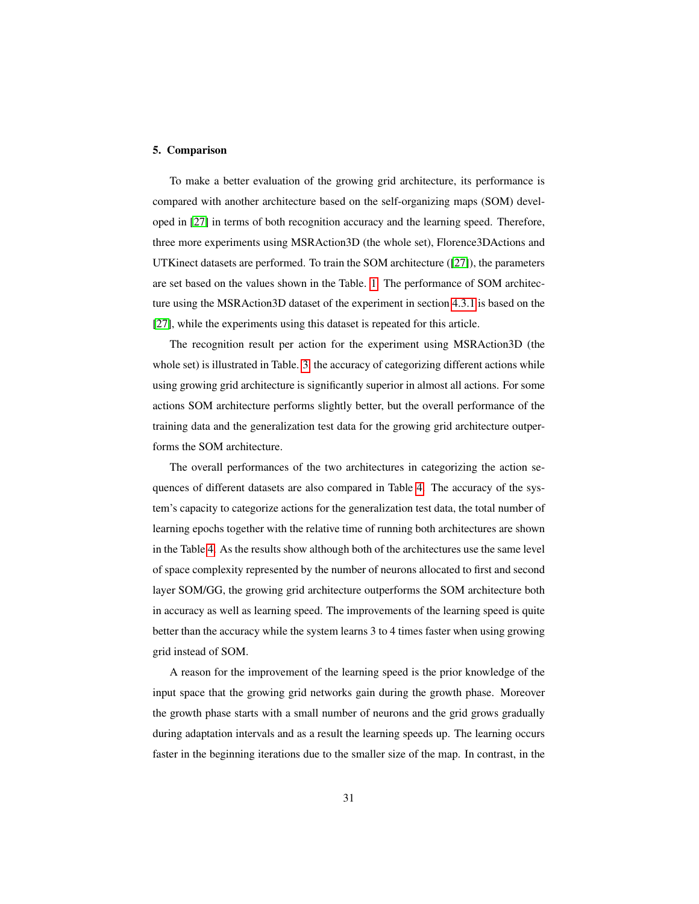## 5. Comparison

To make a better evaluation of the growing grid architecture, its performance is compared with another architecture based on the self-organizing maps (SOM) developed in [27] in terms of both recognition accuracy and the learning speed. Therefore, three more experiments using MSRAction3D (the whole set), Florence3DActions and UTKinect datasets are performed. To train the SOM architecture ([27]), the parameters are set based on the values shown in the Table. 1. The performance of SOM architecture using the MSRAction3D dataset of the experiment in section 4.3.1 is based on the [27], while the experiments using this dataset is repeated for this article.

The recognition result per action for the experiment using MSRAction3D (the whole set) is illustrated in Table. 3, the accuracy of categorizing different actions while using growing grid architecture is significantly superior in almost all actions. For some actions SOM architecture performs slightly better, but the overall performance of the training data and the generalization test data for the growing grid architecture outperforms the SOM architecture.

The overall performances of the two architectures in categorizing the action sequences of different datasets are also compared in Table 4. The accuracy of the system's capacity to categorize actions for the generalization test data, the total number of learning epochs together with the relative time of running both architectures are shown in the Table 4. As the results show although both of the architectures use the same level of space complexity represented by the number of neurons allocated to first and second layer SOM/GG, the growing grid architecture outperforms the SOM architecture both in accuracy as well as learning speed. The improvements of the learning speed is quite better than the accuracy while the system learns 3 to 4 times faster when using growing grid instead of SOM.

A reason for the improvement of the learning speed is the prior knowledge of the input space that the growing grid networks gain during the growth phase. Moreover the growth phase starts with a small number of neurons and the grid grows gradually during adaptation intervals and as a result the learning speeds up. The learning occurs faster in the beginning iterations due to the smaller size of the map. In contrast, in the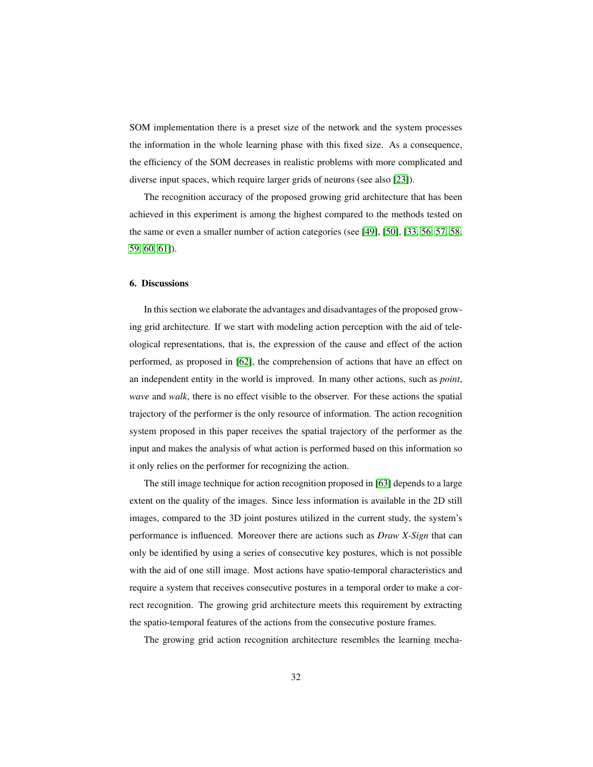SOM implementation there is a preset size of the network and the system processes the information in the whole learning phase with this fixed size. As a consequence, the efficiency of the SOM decreases in realistic problems with more complicated and diverse input spaces, which require larger grids of neurons (see also [23]).

The recognition accuracy of the proposed growing grid architecture that has been achieved in this experiment is among the highest compared to the methods tested on the same or even a smaller number of action categories (see [49], [50], [33, 56, 57, 58, 59, 60, 61]).

## 6. Discussions

In this section we elaborate the advantages and disadvantages of the proposed growing grid architecture. If we start with modeling action perception with the aid of teleological representations, that is, the expression of the cause and effect of the action performed, as proposed in [62], the comprehension of actions that have an effect on an independent entity in the world is improved. In many other actions, such as *point*, *wave* and *walk*, there is no effect visible to the observer. For these actions the spatial trajectory of the performer is the only resource of information. The action recognition system proposed in this paper receives the spatial trajectory of the performer as the input and makes the analysis of what action is performed based on this information so it only relies on the performer for recognizing the action.

The still image technique for action recognition proposed in [63] depends to a large extent on the quality of the images. Since less information is available in the 2D still images, compared to the 3D joint postures utilized in the current study, the system's performance is influenced. Moreover there are actions such as *Draw X-Sign* that can only be identified by using a series of consecutive key postures, which is not possible with the aid of one still image. Most actions have spatio-temporal characteristics and require a system that receives consecutive postures in a temporal order to make a correct recognition. The growing grid architecture meets this requirement by extracting the spatio-temporal features of the actions from the consecutive posture frames.

The growing grid action recognition architecture resembles the learning mecha-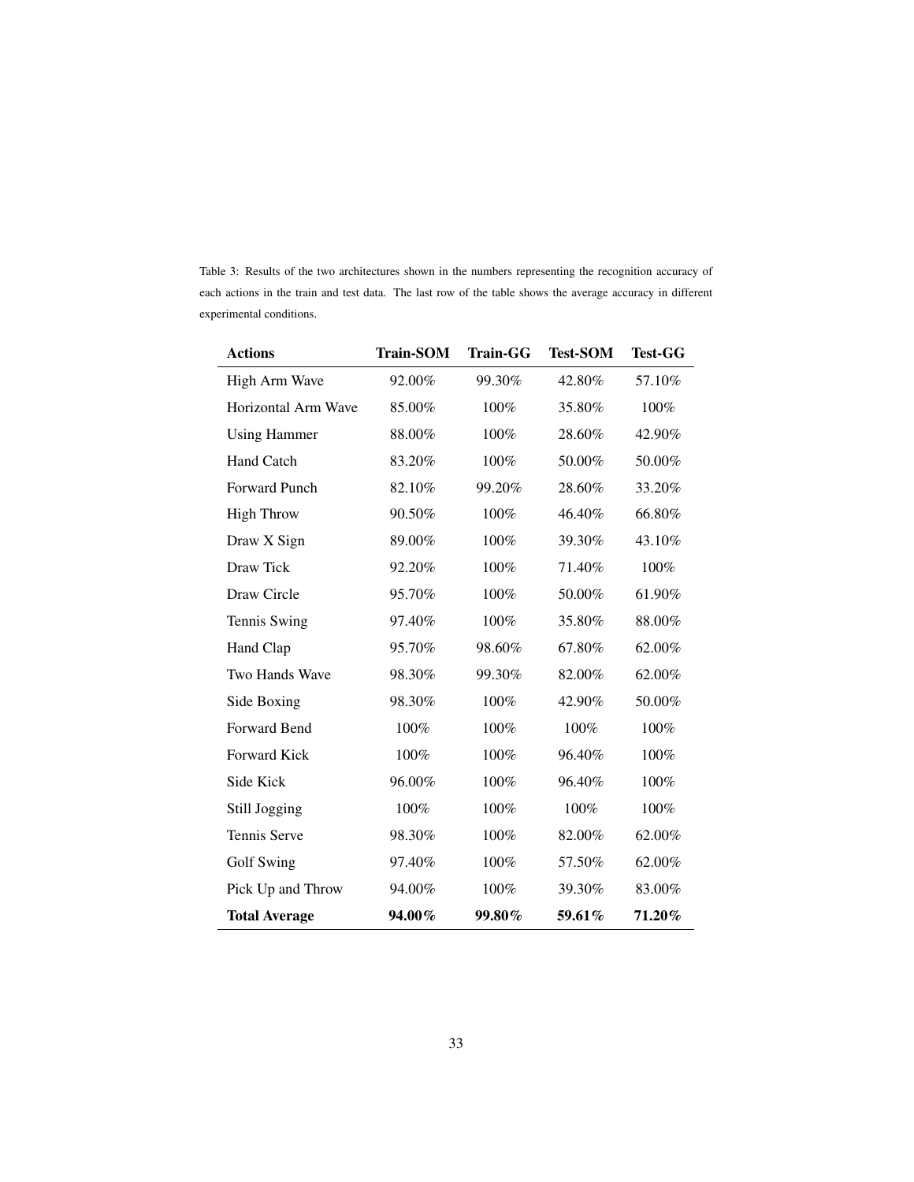Table 3: Results of the two architectures shown in the numbers representing the recognition accuracy of each actions in the train and test data. The last row of the table shows the average accuracy in different experimental conditions.

| **Actions** | **Train-SOM** | **Train-GG** | **Test-SOM** | **Test-GG** |
|---|---|---|---|---|
| High Arm Wave | 92.00% | 99.30% | 42.80% | 57.10% |
| Horizontal Arm Wave | 85.00% | 100% | 35.80% | 100% |
| Using Hammer | 88.00% | 100% | 28.60% | 42.90% |
| Hand Catch | 83.20% | 100% | 50.00% | 50.00% |
| Forward Punch | 82.10% | 99.20% | 28.60% | 33.20% |
| High Throw | 90.50% | 100% | 46.40% | 66.80% |
| Draw X Sign | 89.00% | 100% | 39.30% | 43.10% |
| Draw Tick | 92.20% | 100% | 71.40% | 100% |
| Draw Circle | 95.70% | 100% | 50.00% | 61.90% |
| Tennis Swing | 97.40% | 100% | 35.80% | 88.00% |
| Hand Clap | 95.70% | 98.60% | 67.80% | 62.00% |
| Two Hands Wave | 98.30% | 99.30% | 82.00% | 62.00% |
| Side Boxing | 98.30% | 100% | 42.90% | 50.00% |
| Forward Bend | 100% | 100% | 100% | 100% |
| Forward Kick | 100% | 100% | 96.40% | 100% |
| Side Kick | 96.00% | 100% | 96.40% | 100% |
| Still Jogging | 100% | 100% | 100% | 100% |
| Tennis Serve | 98.30% | 100% | 82.00% | 62.00% |
| Golf Swing | 97.40% | 100% | 57.50% | 62.00% |
| Pick Up and Throw | 94.00% | 100% | 39.30% | 83.00% |
| **Total Average** | **94.00%** | **99.80%** | **59.61%** | **71.20%** |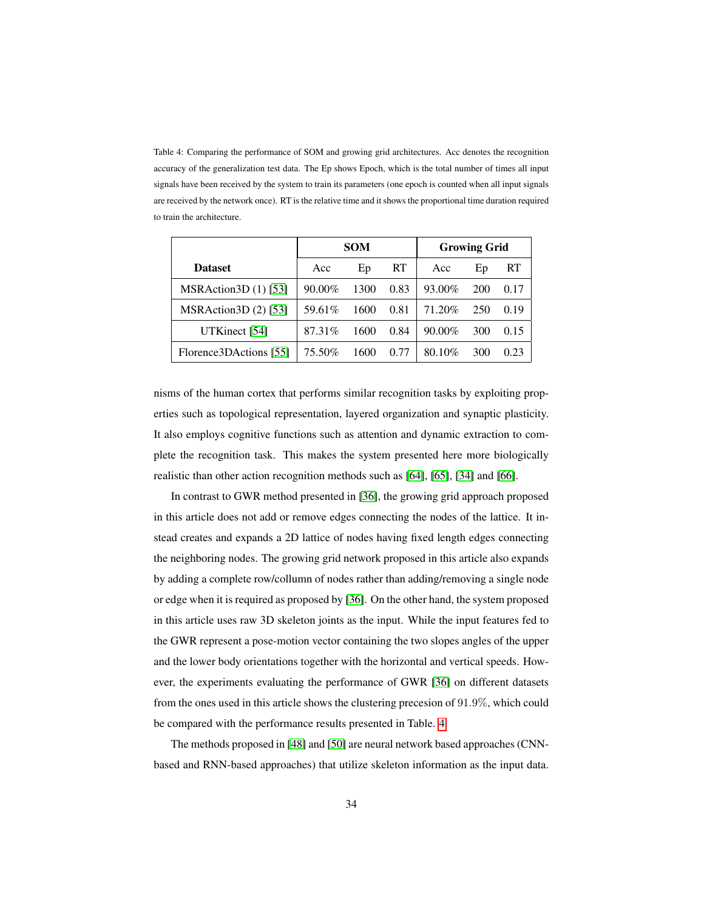Table 4: Comparing the performance of SOM and growing grid architectures. Acc denotes the recognition accuracy of the generalization test data. The Ep shows Epoch, which is the total number of times all input signals have been received by the system to train its parameters (one epoch is counted when all input signals are received by the network once). RT is the relative time and it shows the proportional time duration required to train the architecture.

| | SOM | | | Growing Grid | | |
|---|---|---|---|---|---|---|
| **Dataset** | Acc | Ep | RT | Acc | Ep | RT |
| MSRAction3D (1) [53] | 90.00% | 1300 | 0.83 | 93.00% | 200 | 0.17 |
| MSRAction3D (2) [53] | 59.61% | 1600 | 0.81 | 71.20% | 250 | 0.19 |
| UTKinect [54] | 87.31% | 1600 | 0.84 | 90.00% | 300 | 0.15 |
| Florence3DActions [55] | 75.50% | 1600 | 0.77 | 80.10% | 300 | 0.23 |

nisms of the human cortex that performs similar recognition tasks by exploiting properties such as topological representation, layered organization and synaptic plasticity. It also employs cognitive functions such as attention and dynamic extraction to complete the recognition task. This makes the system presented here more biologically realistic than other action recognition methods such as [64], [65], [34] and [66].

In contrast to GWR method presented in [36], the growing grid approach proposed in this article does not add or remove edges connecting the nodes of the lattice. It instead creates and expands a 2D lattice of nodes having fixed length edges connecting the neighboring nodes. The growing grid network proposed in this article also expands by adding a complete row/collumn of nodes rather than adding/removing a single node or edge when it is required as proposed by [36]. On the other hand, the system proposed in this article uses raw 3D skeleton joints as the input. While the input features fed to the GWR represent a pose-motion vector containing the two slopes angles of the upper and the lower body orientations together with the horizontal and vertical speeds. However, the experiments evaluating the performance of GWR [36] on different datasets from the ones used in this article shows the clustering precesion of $91.9\%$, which could be compared with the performance results presented in Table. 4

The methods proposed in [48] and [50] are neural network based approaches (CNN-based and RNN-based approaches) that utilize skeleton information as the input data.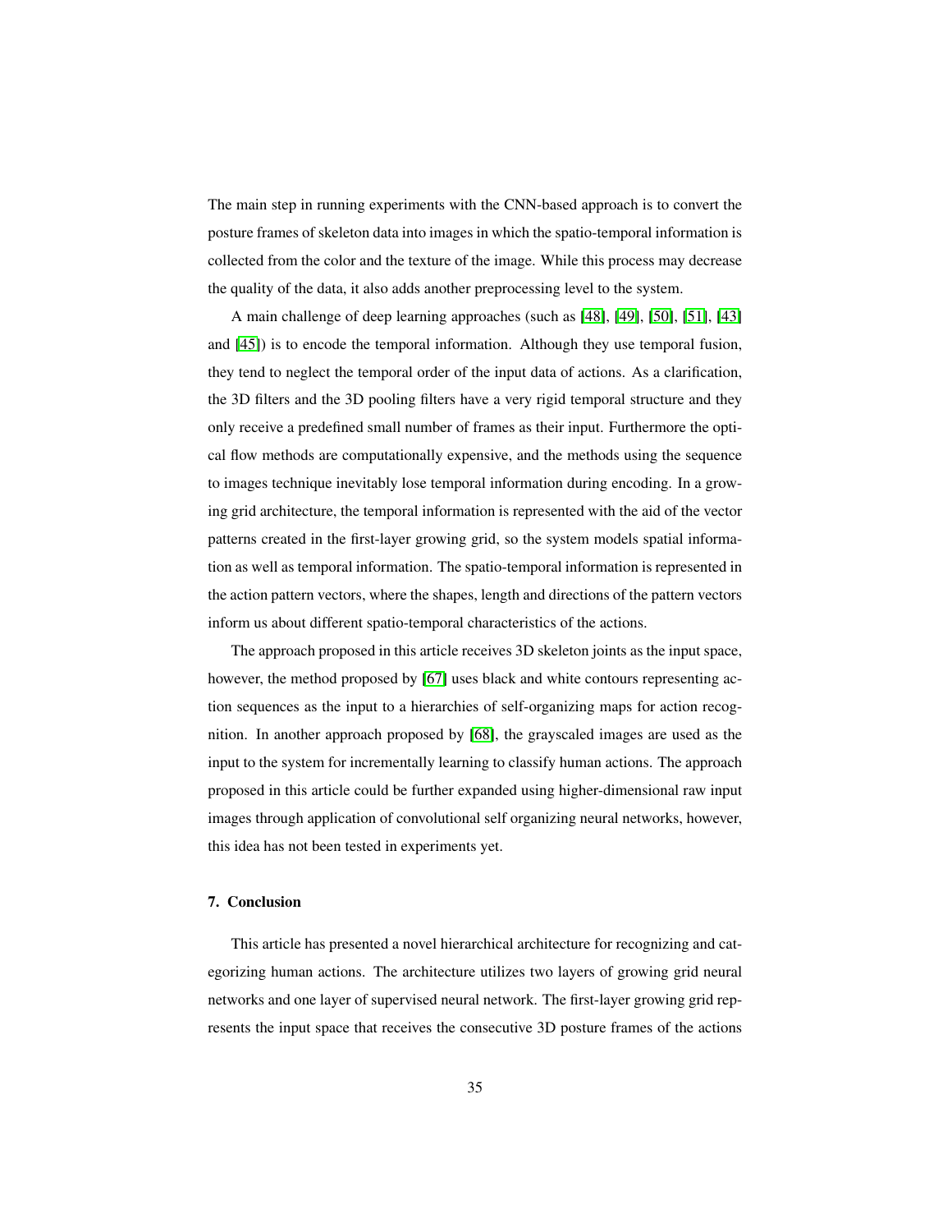The main step in running experiments with the CNN-based approach is to convert the posture frames of skeleton data into images in which the spatio-temporal information is collected from the color and the texture of the image. While this process may decrease the quality of the data, it also adds another preprocessing level to the system.

A main challenge of deep learning approaches (such as [48], [49], [50], [51], [43] and [45]) is to encode the temporal information. Although they use temporal fusion, they tend to neglect the temporal order of the input data of actions. As a clarification, the 3D filters and the 3D pooling filters have a very rigid temporal structure and they only receive a predefined small number of frames as their input. Furthermore the optical flow methods are computationally expensive, and the methods using the sequence to images technique inevitably lose temporal information during encoding. In a growing grid architecture, the temporal information is represented with the aid of the vector patterns created in the first-layer growing grid, so the system models spatial information as well as temporal information. The spatio-temporal information is represented in the action pattern vectors, where the shapes, length and directions of the pattern vectors inform us about different spatio-temporal characteristics of the actions.

The approach proposed in this article receives 3D skeleton joints as the input space, however, the method proposed by [67] uses black and white contours representing action sequences as the input to a hierarchies of self-organizing maps for action recognition. In another approach proposed by [68], the grayscaled images are used as the input to the system for incrementally learning to classify human actions. The approach proposed in this article could be further expanded using higher-dimensional raw input images through application of convolutional self organizing neural networks, however, this idea has not been tested in experiments yet.

## 7. Conclusion

This article has presented a novel hierarchical architecture for recognizing and categorizing human actions. The architecture utilizes two layers of growing grid neural networks and one layer of supervised neural network. The first-layer growing grid represents the input space that receives the consecutive 3D posture frames of the actions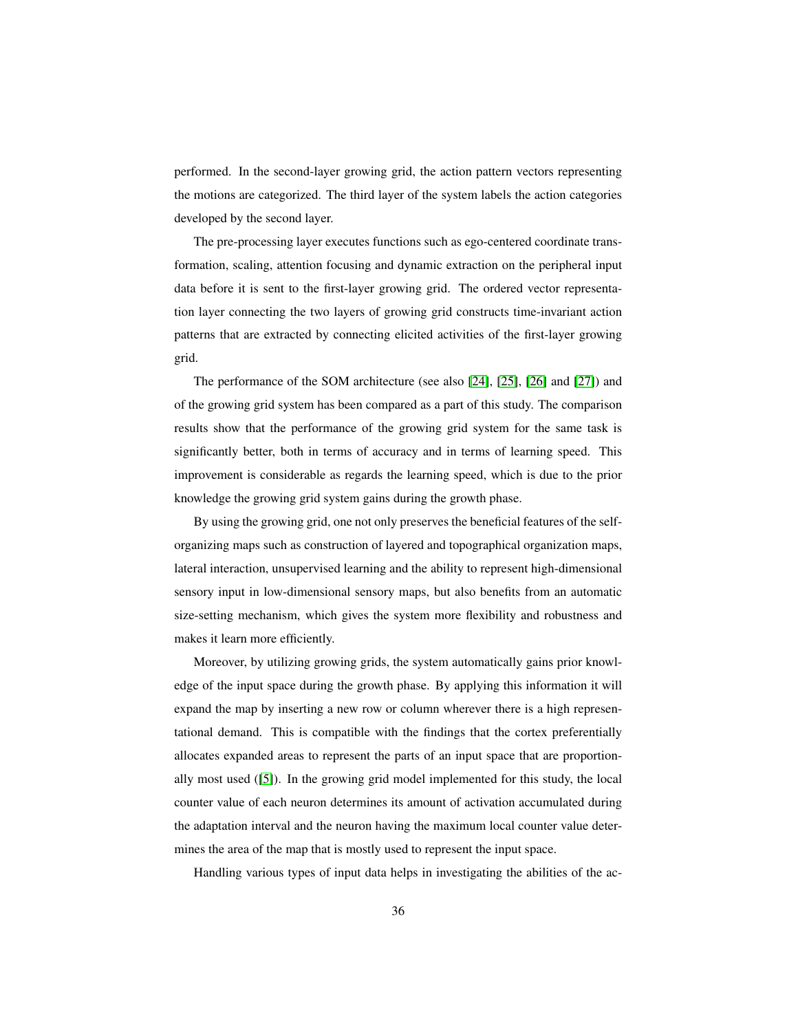performed. In the second-layer growing grid, the action pattern vectors representing the motions are categorized. The third layer of the system labels the action categories developed by the second layer.

The pre-processing layer executes functions such as ego-centered coordinate transformation, scaling, attention focusing and dynamic extraction on the peripheral input data before it is sent to the first-layer growing grid. The ordered vector representation layer connecting the two layers of growing grid constructs time-invariant action patterns that are extracted by connecting elicited activities of the first-layer growing grid.

The performance of the SOM architecture (see also [24], [25], [26] and [27]) and of the growing grid system has been compared as a part of this study. The comparison results show that the performance of the growing grid system for the same task is significantly better, both in terms of accuracy and in terms of learning speed. This improvement is considerable as regards the learning speed, which is due to the prior knowledge the growing grid system gains during the growth phase.

By using the growing grid, one not only preserves the beneficial features of the self-organizing maps such as construction of layered and topographical organization maps, lateral interaction, unsupervised learning and the ability to represent high-dimensional sensory input in low-dimensional sensory maps, but also benefits from an automatic size-setting mechanism, which gives the system more flexibility and robustness and makes it learn more efficiently.

Moreover, by utilizing growing grids, the system automatically gains prior knowledge of the input space during the growth phase. By applying this information it will expand the map by inserting a new row or column wherever there is a high representational demand. This is compatible with the findings that the cortex preferentially allocates expanded areas to represent the parts of an input space that are proportionally most used ([5]). In the growing grid model implemented for this study, the local counter value of each neuron determines its amount of activation accumulated during the adaptation interval and the neuron having the maximum local counter value determines the area of the map that is mostly used to represent the input space.

Handling various types of input data helps in investigating the abilities of the ac-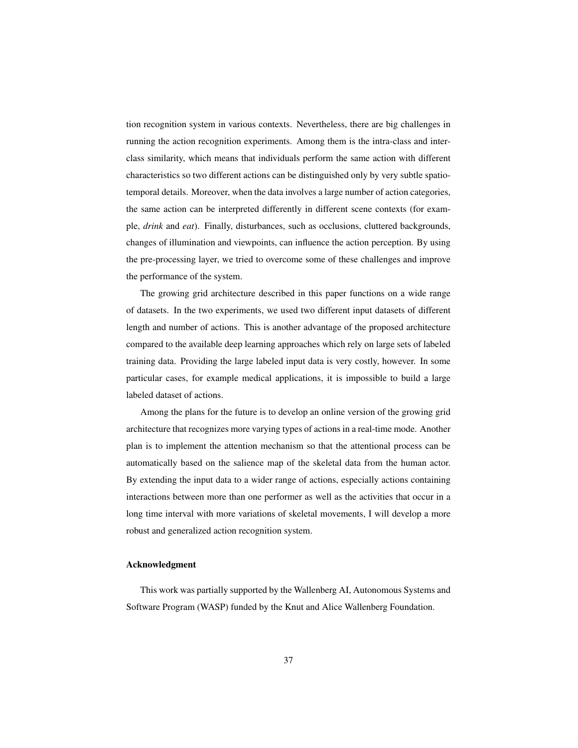tion recognition system in various contexts. Nevertheless, there are big challenges in running the action recognition experiments. Among them is the intra-class and inter-class similarity, which means that individuals perform the same action with different characteristics so two different actions can be distinguished only by very subtle spatio-temporal details. Moreover, when the data involves a large number of action categories, the same action can be interpreted differently in different scene contexts (for example, *drink* and *eat*). Finally, disturbances, such as occlusions, cluttered backgrounds, changes of illumination and viewpoints, can influence the action perception. By using the pre-processing layer, we tried to overcome some of these challenges and improve the performance of the system.

The growing grid architecture described in this paper functions on a wide range of datasets. In the two experiments, we used two different input datasets of different length and number of actions. This is another advantage of the proposed architecture compared to the available deep learning approaches which rely on large sets of labeled training data. Providing the large labeled input data is very costly, however. In some particular cases, for example medical applications, it is impossible to build a large labeled dataset of actions.

Among the plans for the future is to develop an online version of the growing grid architecture that recognizes more varying types of actions in a real-time mode. Another plan is to implement the attention mechanism so that the attentional process can be automatically based on the salience map of the skeletal data from the human actor. By extending the input data to a wider range of actions, especially actions containing interactions between more than one performer as well as the activities that occur in a long time interval with more variations of skeletal movements, I will develop a more robust and generalized action recognition system.

#### Acknowledgment

This work was partially supported by the Wallenberg AI, Autonomous Systems and Software Program (WASP) funded by the Knut and Alice Wallenberg Foundation.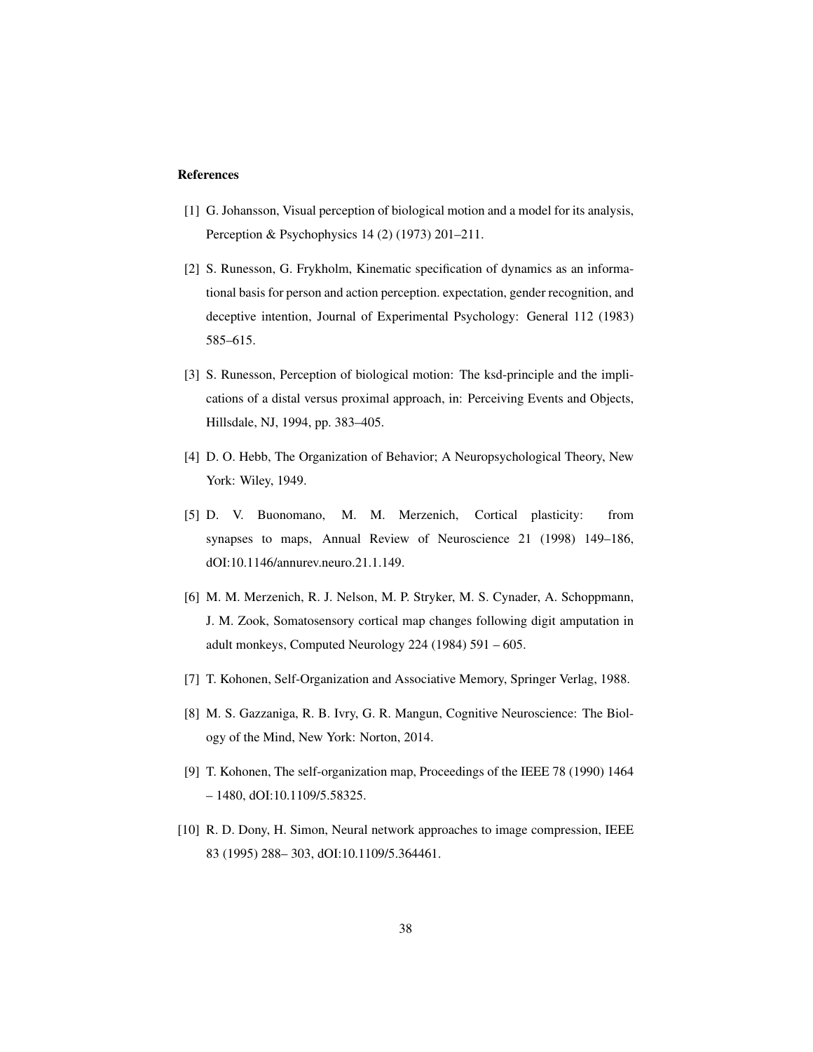## References

[1] G. Johansson, Visual perception of biological motion and a model for its analysis, Perception & Psychophysics 14 (2) (1973) 201–211.

[2] S. Runesson, G. Frykholm, Kinematic specification of dynamics as an informational basis for person and action perception. expectation, gender recognition, and deceptive intention, Journal of Experimental Psychology: General 112 (1983) 585–615.

[3] S. Runesson, Perception of biological motion: The ksd-principle and the implications of a distal versus proximal approach, in: Perceiving Events and Objects, Hillsdale, NJ, 1994, pp. 383–405.

[4] D. O. Hebb, The Organization of Behavior; A Neuropsychological Theory, New York: Wiley, 1949.

[5] D. V. Buonomano, M. M. Merzenich, Cortical plasticity: from synapses to maps, Annual Review of Neuroscience 21 (1998) 149–186, dOI:10.1146/annurev.neuro.21.1.149.

[6] M. M. Merzenich, R. J. Nelson, M. P. Stryker, M. S. Cynader, A. Schoppmann, J. M. Zook, Somatosensory cortical map changes following digit amputation in adult monkeys, Computed Neurology 224 (1984) 591 – 605.

[7] T. Kohonen, Self-Organization and Associative Memory, Springer Verlag, 1988.

[8] M. S. Gazzaniga, R. B. Ivry, G. R. Mangun, Cognitive Neuroscience: The Biology of the Mind, New York: Norton, 2014.

[9] T. Kohonen, The self-organization map, Proceedings of the IEEE 78 (1990) 1464 – 1480, dOI:10.1109/5.58325.

[10] R. D. Dony, H. Simon, Neural network approaches to image compression, IEEE 83 (1995) 288– 303, dOI:10.1109/5.364461.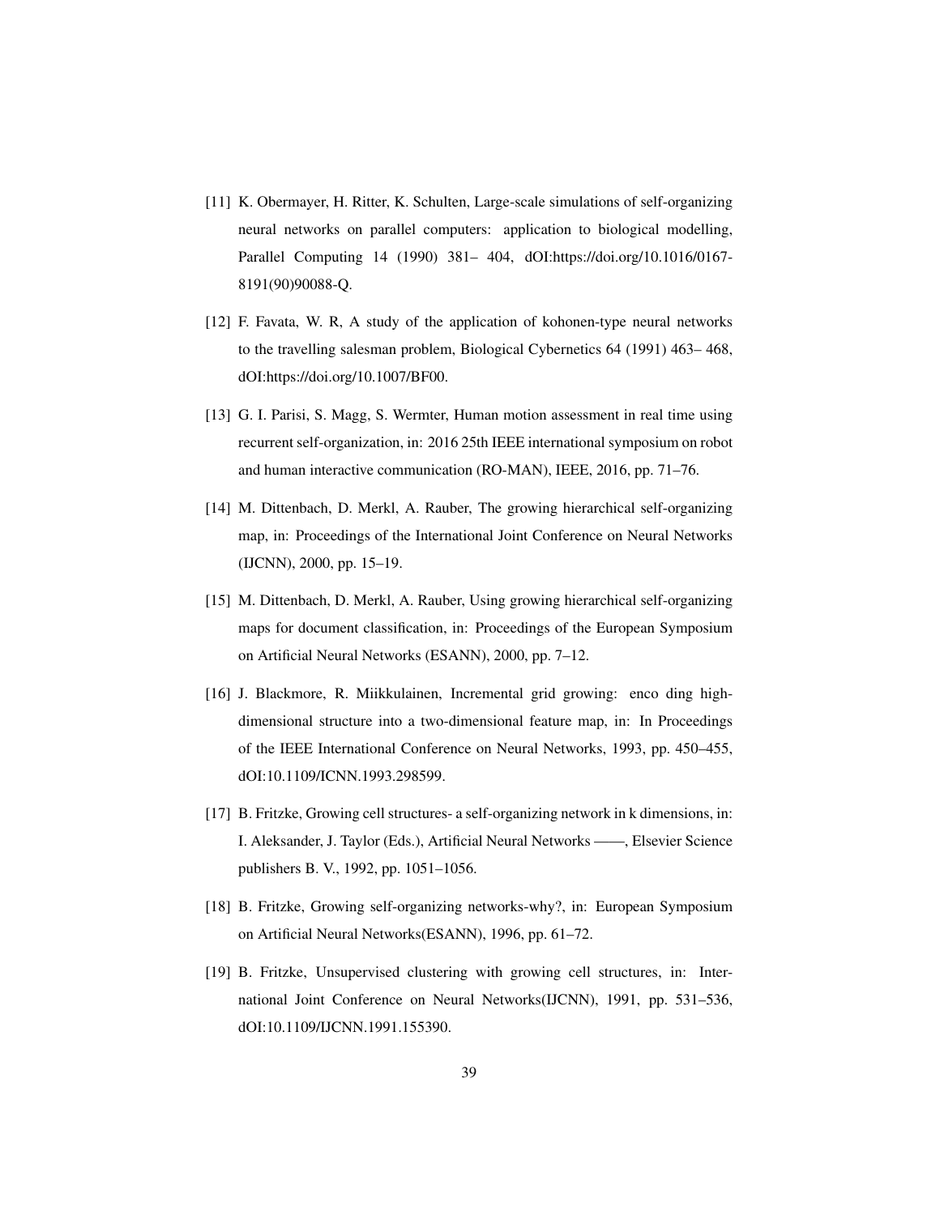[11] K. Obermayer, H. Ritter, K. Schulten, Large-scale simulations of self-organizing neural networks on parallel computers: application to biological modelling, Parallel Computing 14 (1990) 381– 404, dOI:https://doi.org/10.1016/0167-8191(90)90088-Q.

[12] F. Favata, W. R, A study of the application of kohonen-type neural networks to the travelling salesman problem, Biological Cybernetics 64 (1991) 463– 468, dOI:https://doi.org/10.1007/BF00.

[13] G. I. Parisi, S. Magg, S. Wermter, Human motion assessment in real time using recurrent self-organization, in: 2016 25th IEEE international symposium on robot and human interactive communication (RO-MAN), IEEE, 2016, pp. 71–76.

[14] M. Dittenbach, D. Merkl, A. Rauber, The growing hierarchical self-organizing map, in: Proceedings of the International Joint Conference on Neural Networks (IJCNN), 2000, pp. 15–19.

[15] M. Dittenbach, D. Merkl, A. Rauber, Using growing hierarchical self-organizing maps for document classification, in: Proceedings of the European Symposium on Artificial Neural Networks (ESANN), 2000, pp. 7–12.

[16] J. Blackmore, R. Miikkulainen, Incremental grid growing: enco ding high-dimensional structure into a two-dimensional feature map, in: In Proceedings of the IEEE International Conference on Neural Networks, 1993, pp. 450–455, dOI:10.1109/ICNN.1993.298599.

[17] B. Fritzke, Growing cell structures- a self-organizing network in k dimensions, in: I. Aleksander, J. Taylor (Eds.), Artificial Neural Networks ——, Elsevier Science publishers B. V., 1992, pp. 1051–1056.

[18] B. Fritzke, Growing self-organizing networks-why?, in: European Symposium on Artificial Neural Networks(ESANN), 1996, pp. 61–72.

[19] B. Fritzke, Unsupervised clustering with growing cell structures, in: International Joint Conference on Neural Networks(IJCNN), 1991, pp. 531–536, dOI:10.1109/IJCNN.1991.155390.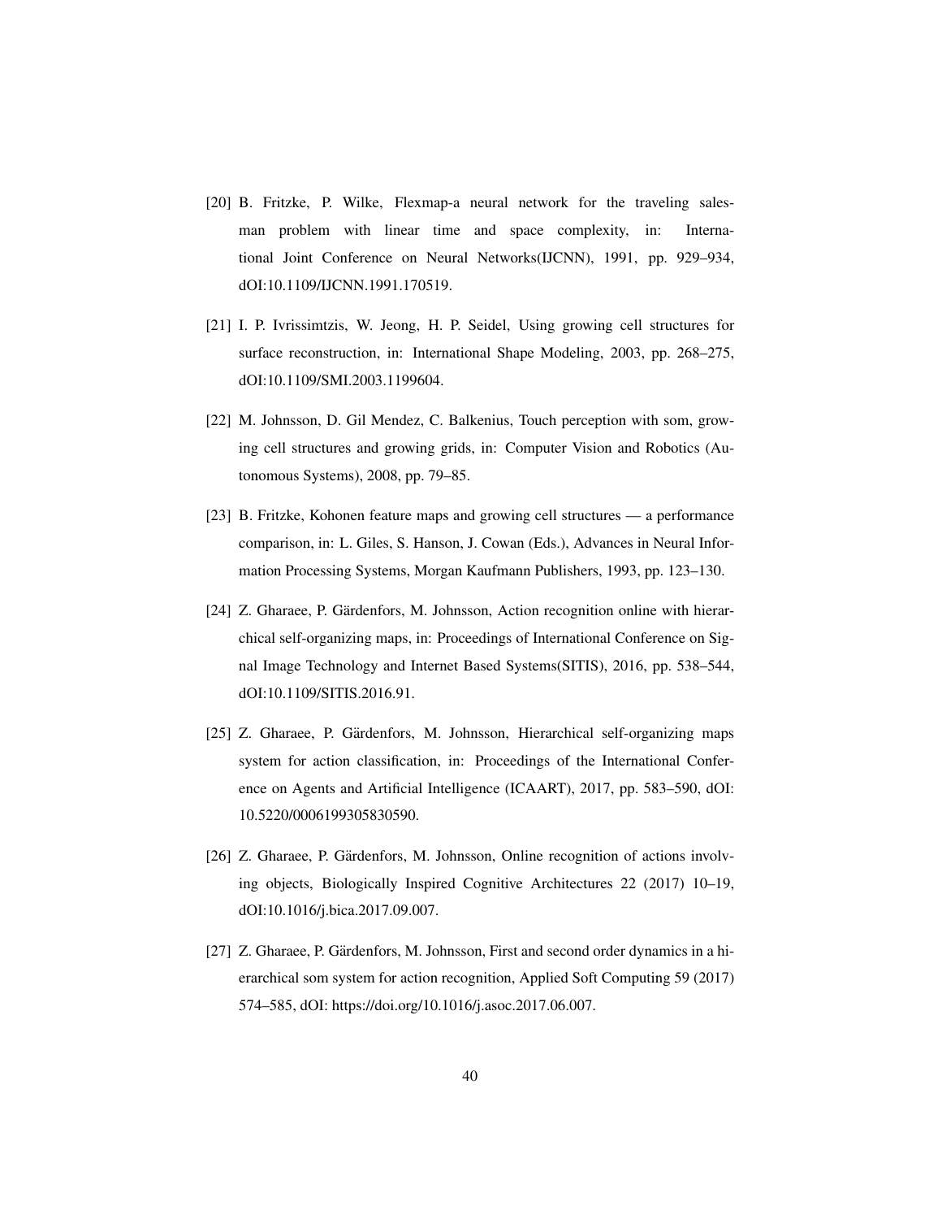[20] B. Fritzke, P. Wilke, Flexmap-a neural network for the traveling salesman problem with linear time and space complexity, in: International Joint Conference on Neural Networks(IJCNN), 1991, pp. 929–934, dOI:10.1109/IJCNN.1991.170519.

[21] I. P. Ivrissimtzis, W. Jeong, H. P. Seidel, Using growing cell structures for surface reconstruction, in: International Shape Modeling, 2003, pp. 268–275, dOI:10.1109/SMI.2003.1199604.

[22] M. Johnsson, D. Gil Mendez, C. Balkenius, Touch perception with som, growing cell structures and growing grids, in: Computer Vision and Robotics (Autonomous Systems), 2008, pp. 79–85.

[23] B. Fritzke, Kohonen feature maps and growing cell structures — a performance comparison, in: L. Giles, S. Hanson, J. Cowan (Eds.), Advances in Neural Information Processing Systems, Morgan Kaufmann Publishers, 1993, pp. 123–130.

[24] Z. Gharaee, P. Gärdenfors, M. Johnsson, Action recognition online with hierarchical self-organizing maps, in: Proceedings of International Conference on Signal Image Technology and Internet Based Systems(SITIS), 2016, pp. 538–544, dOI:10.1109/SITIS.2016.91.

[25] Z. Gharaee, P. Gärdenfors, M. Johnsson, Hierarchical self-organizing maps system for action classification, in: Proceedings of the International Conference on Agents and Artificial Intelligence (ICAART), 2017, pp. 583–590, dOI: 10.5220/0006199305830590.

[26] Z. Gharaee, P. Gärdenfors, M. Johnsson, Online recognition of actions involving objects, Biologically Inspired Cognitive Architectures 22 (2017) 10–19, dOI:10.1016/j.bica.2017.09.007.

[27] Z. Gharaee, P. Gärdenfors, M. Johnsson, First and second order dynamics in a hierarchical som system for action recognition, Applied Soft Computing 59 (2017) 574–585, dOI: https://doi.org/10.1016/j.asoc.2017.06.007.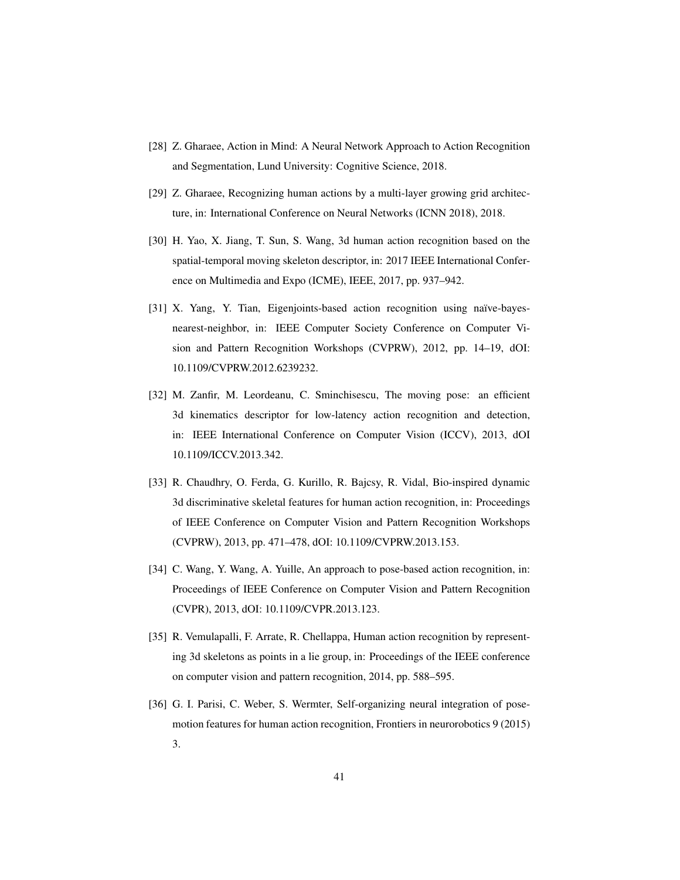[28] Z. Gharaee, Action in Mind: A Neural Network Approach to Action Recognition and Segmentation, Lund University: Cognitive Science, 2018.

[29] Z. Gharaee, Recognizing human actions by a multi-layer growing grid architecture, in: International Conference on Neural Networks (ICNN 2018), 2018.

[30] H. Yao, X. Jiang, T. Sun, S. Wang, 3d human action recognition based on the spatial-temporal moving skeleton descriptor, in: 2017 IEEE International Conference on Multimedia and Expo (ICME), IEEE, 2017, pp. 937–942.

[31] X. Yang, Y. Tian, Eigenjoints-based action recognition using naïve-bayes-nearest-neighbor, in: IEEE Computer Society Conference on Computer Vision and Pattern Recognition Workshops (CVPRW), 2012, pp. 14–19, dOI: 10.1109/CVPRW.2012.6239232.

[32] M. Zanfir, M. Leordeanu, C. Sminchisescu, The moving pose: an efficient 3d kinematics descriptor for low-latency action recognition and detection, in: IEEE International Conference on Computer Vision (ICCV), 2013, dOI 10.1109/ICCV.2013.342.

[33] R. Chaudhry, O. Ferda, G. Kurillo, R. Bajcsy, R. Vidal, Bio-inspired dynamic 3d discriminative skeletal features for human action recognition, in: Proceedings of IEEE Conference on Computer Vision and Pattern Recognition Workshops (CVPRW), 2013, pp. 471–478, dOI: 10.1109/CVPRW.2013.153.

[34] C. Wang, Y. Wang, A. Yuille, An approach to pose-based action recognition, in: Proceedings of IEEE Conference on Computer Vision and Pattern Recognition (CVPR), 2013, dOI: 10.1109/CVPR.2013.123.

[35] R. Vemulapalli, F. Arrate, R. Chellappa, Human action recognition by representing 3d skeletons as points in a lie group, in: Proceedings of the IEEE conference on computer vision and pattern recognition, 2014, pp. 588–595.

[36] G. I. Parisi, C. Weber, S. Wermter, Self-organizing neural integration of pose-motion features for human action recognition, Frontiers in neurorobotics 9 (2015) 3.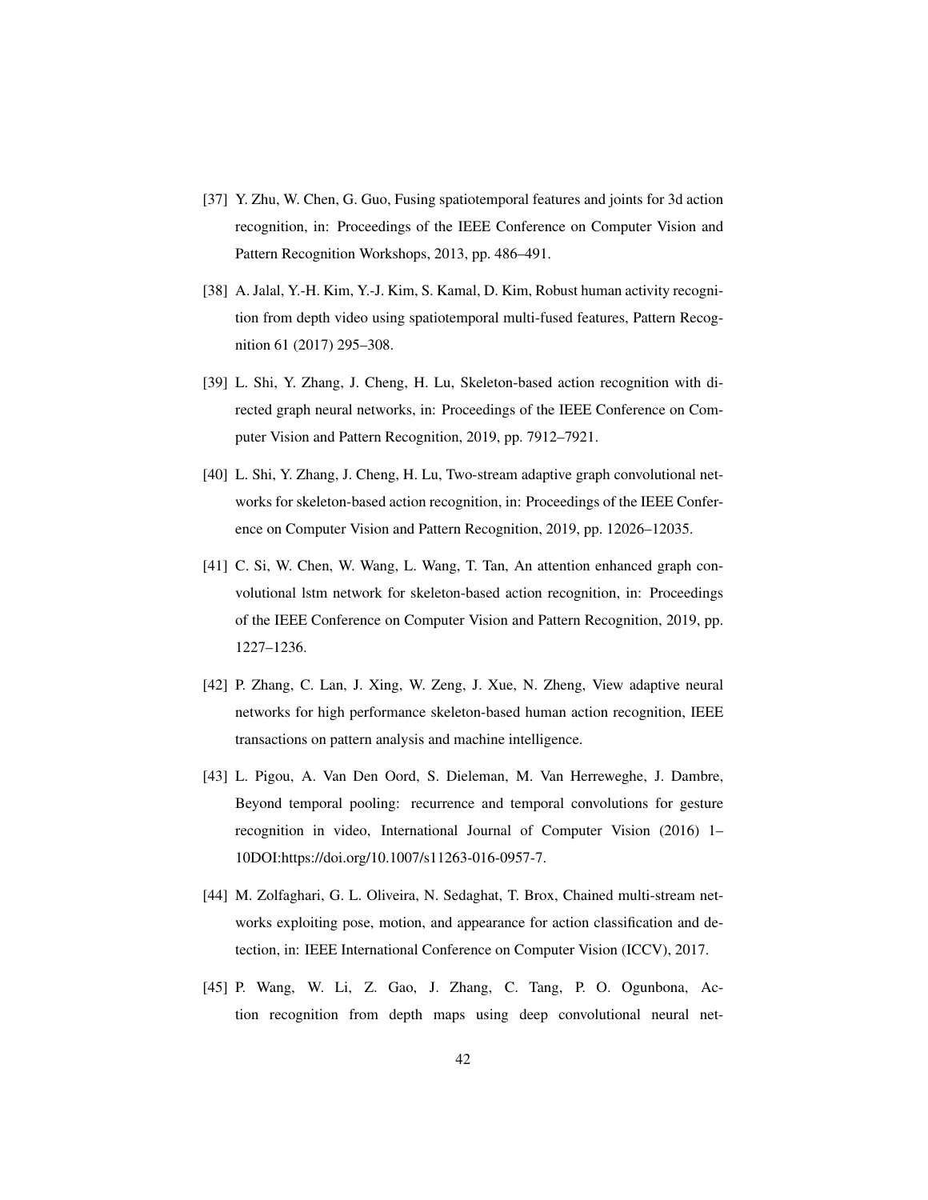[37] Y. Zhu, W. Chen, G. Guo, Fusing spatiotemporal features and joints for 3d action recognition, in: Proceedings of the IEEE Conference on Computer Vision and Pattern Recognition Workshops, 2013, pp. 486–491.

[38] A. Jalal, Y.-H. Kim, Y.-J. Kim, S. Kamal, D. Kim, Robust human activity recognition from depth video using spatiotemporal multi-fused features, Pattern Recognition 61 (2017) 295–308.

[39] L. Shi, Y. Zhang, J. Cheng, H. Lu, Skeleton-based action recognition with directed graph neural networks, in: Proceedings of the IEEE Conference on Computer Vision and Pattern Recognition, 2019, pp. 7912–7921.

[40] L. Shi, Y. Zhang, J. Cheng, H. Lu, Two-stream adaptive graph convolutional networks for skeleton-based action recognition, in: Proceedings of the IEEE Conference on Computer Vision and Pattern Recognition, 2019, pp. 12026–12035.

[41] C. Si, W. Chen, W. Wang, L. Wang, T. Tan, An attention enhanced graph convolutional lstm network for skeleton-based action recognition, in: Proceedings of the IEEE Conference on Computer Vision and Pattern Recognition, 2019, pp. 1227–1236.

[42] P. Zhang, C. Lan, J. Xing, W. Zeng, J. Xue, N. Zheng, View adaptive neural networks for high performance skeleton-based human action recognition, IEEE transactions on pattern analysis and machine intelligence.

[43] L. Pigou, A. Van Den Oord, S. Dieleman, M. Van Herreweghe, J. Dambre, Beyond temporal pooling: recurrence and temporal convolutions for gesture recognition in video, International Journal of Computer Vision (2016) 1–10DOI:https://doi.org/10.1007/s11263-016-0957-7.

[44] M. Zolfaghari, G. L. Oliveira, N. Sedaghat, T. Brox, Chained multi-stream networks exploiting pose, motion, and appearance for action classification and detection, in: IEEE International Conference on Computer Vision (ICCV), 2017.

[45] P. Wang, W. Li, Z. Gao, J. Zhang, C. Tang, P. O. Ogunbona, Action recognition from depth maps using deep convolutional neural net-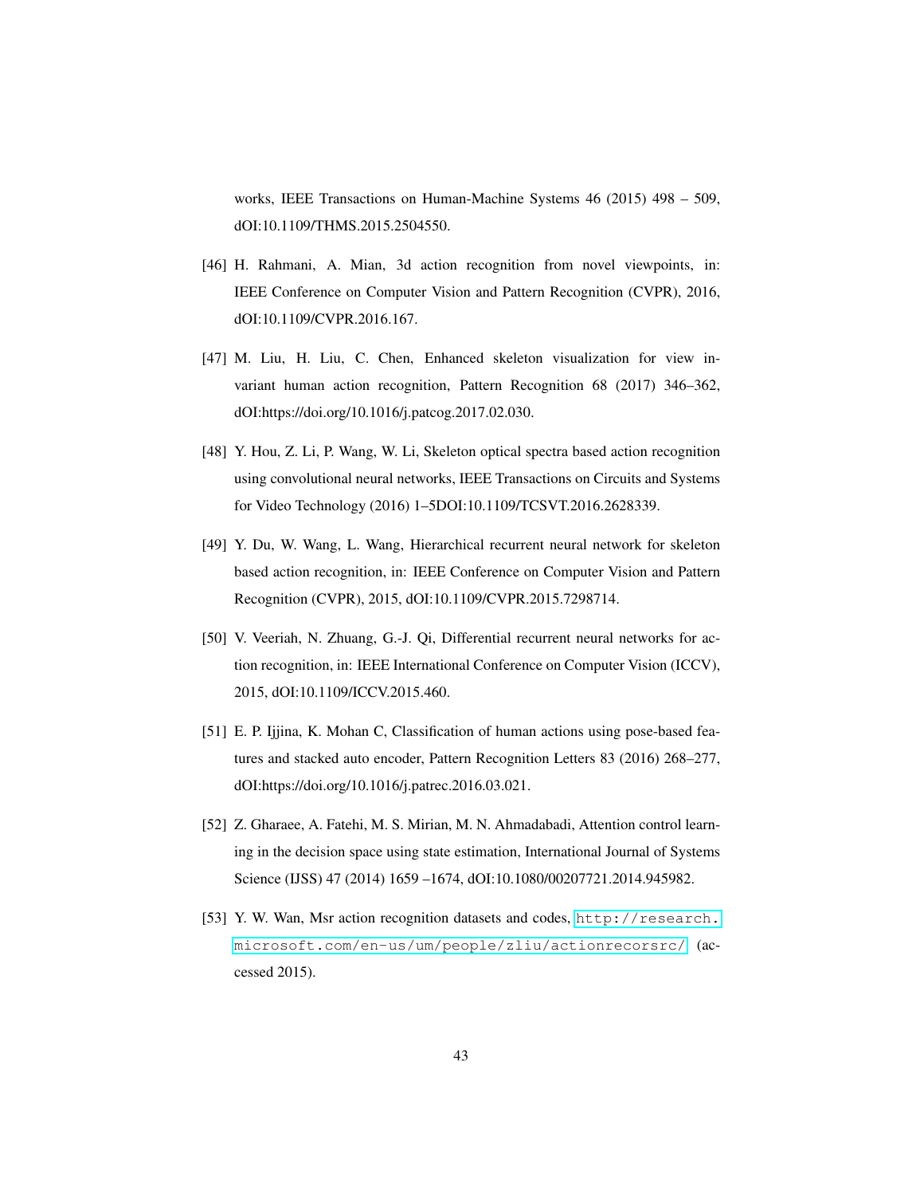works, IEEE Transactions on Human-Machine Systems 46 (2015) 498 – 509, dOI:10.1109/THMS.2015.2504550.

[46] H. Rahmani, A. Mian, 3d action recognition from novel viewpoints, in: IEEE Conference on Computer Vision and Pattern Recognition (CVPR), 2016, dOI:10.1109/CVPR.2016.167.

[47] M. Liu, H. Liu, C. Chen, Enhanced skeleton visualization for view invariant human action recognition, Pattern Recognition 68 (2017) 346–362, dOI:https://doi.org/10.1016/j.patcog.2017.02.030.

[48] Y. Hou, Z. Li, P. Wang, W. Li, Skeleton optical spectra based action recognition using convolutional neural networks, IEEE Transactions on Circuits and Systems for Video Technology (2016) 1–5DOI:10.1109/TCSVT.2016.2628339.

[49] Y. Du, W. Wang, L. Wang, Hierarchical recurrent neural network for skeleton based action recognition, in: IEEE Conference on Computer Vision and Pattern Recognition (CVPR), 2015, dOI:10.1109/CVPR.2015.7298714.

[50] V. Veeriah, N. Zhuang, G.-J. Qi, Differential recurrent neural networks for action recognition, in: IEEE International Conference on Computer Vision (ICCV), 2015, dOI:10.1109/ICCV.2015.460.

[51] E. P. Ijjina, K. Mohan C, Classification of human actions using pose-based features and stacked auto encoder, Pattern Recognition Letters 83 (2016) 268–277, dOI:https://doi.org/10.1016/j.patrec.2016.03.021.

[52] Z. Gharaee, A. Fatehi, M. S. Mirian, M. N. Ahmadabadi, Attention control learning in the decision space using state estimation, International Journal of Systems Science (IJSS) 47 (2014) 1659 –1674, dOI:10.1080/00207721.2014.945982.

[53] Y. W. Wan, Msr action recognition datasets and codes, http://research.microsoft.com/en-us/um/people/zliu/actionrecorsrc/ (accessed 2015).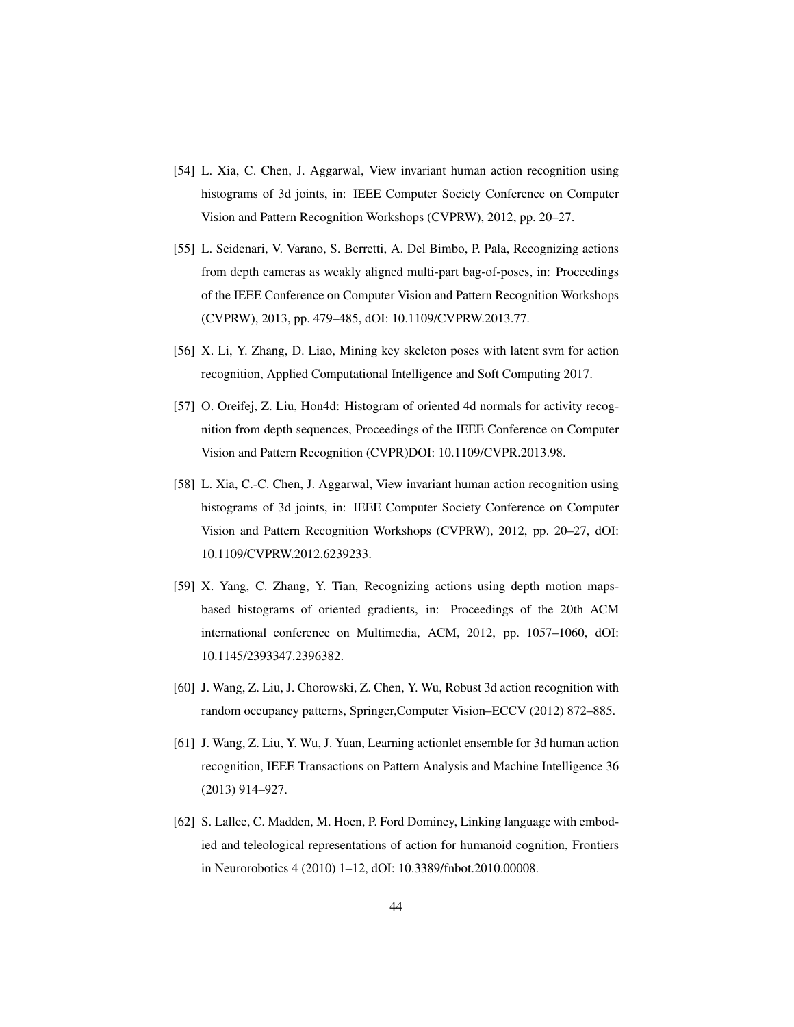[54] L. Xia, C. Chen, J. Aggarwal, View invariant human action recognition using histograms of 3d joints, in: IEEE Computer Society Conference on Computer Vision and Pattern Recognition Workshops (CVPRW), 2012, pp. 20–27.

[55] L. Seidenari, V. Varano, S. Berretti, A. Del Bimbo, P. Pala, Recognizing actions from depth cameras as weakly aligned multi-part bag-of-poses, in: Proceedings of the IEEE Conference on Computer Vision and Pattern Recognition Workshops (CVPRW), 2013, pp. 479–485, dOI: 10.1109/CVPRW.2013.77.

[56] X. Li, Y. Zhang, D. Liao, Mining key skeleton poses with latent svm for action recognition, Applied Computational Intelligence and Soft Computing 2017.

[57] O. Oreifej, Z. Liu, Hon4d: Histogram of oriented 4d normals for activity recognition from depth sequences, Proceedings of the IEEE Conference on Computer Vision and Pattern Recognition (CVPR)DOI: 10.1109/CVPR.2013.98.

[58] L. Xia, C.-C. Chen, J. Aggarwal, View invariant human action recognition using histograms of 3d joints, in: IEEE Computer Society Conference on Computer Vision and Pattern Recognition Workshops (CVPRW), 2012, pp. 20–27, dOI: 10.1109/CVPRW.2012.6239233.

[59] X. Yang, C. Zhang, Y. Tian, Recognizing actions using depth motion maps-based histograms of oriented gradients, in: Proceedings of the 20th ACM international conference on Multimedia, ACM, 2012, pp. 1057–1060, dOI: 10.1145/2393347.2396382.

[60] J. Wang, Z. Liu, J. Chorowski, Z. Chen, Y. Wu, Robust 3d action recognition with random occupancy patterns, Springer,Computer Vision–ECCV (2012) 872–885.

[61] J. Wang, Z. Liu, Y. Wu, J. Yuan, Learning actionlet ensemble for 3d human action recognition, IEEE Transactions on Pattern Analysis and Machine Intelligence 36 (2013) 914–927.

[62] S. Lallee, C. Madden, M. Hoen, P. Ford Dominey, Linking language with embodied and teleological representations of action for humanoid cognition, Frontiers in Neurorobotics 4 (2010) 1–12, dOI: 10.3389/fnbot.2010.00008.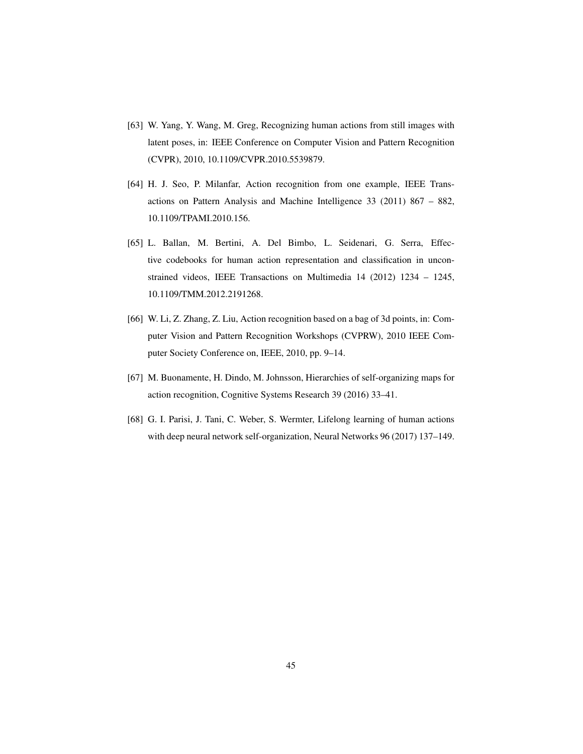[63] W. Yang, Y. Wang, M. Greg, Recognizing human actions from still images with latent poses, in: IEEE Conference on Computer Vision and Pattern Recognition (CVPR), 2010, 10.1109/CVPR.2010.5539879.

[64] H. J. Seo, P. Milanfar, Action recognition from one example, IEEE Transactions on Pattern Analysis and Machine Intelligence 33 (2011) 867 – 882, 10.1109/TPAMI.2010.156.

[65] L. Ballan, M. Bertini, A. Del Bimbo, L. Seidenari, G. Serra, Effective codebooks for human action representation and classification in unconstrained videos, IEEE Transactions on Multimedia 14 (2012) 1234 – 1245, 10.1109/TMM.2012.2191268.

[66] W. Li, Z. Zhang, Z. Liu, Action recognition based on a bag of 3d points, in: Computer Vision and Pattern Recognition Workshops (CVPRW), 2010 IEEE Computer Society Conference on, IEEE, 2010, pp. 9–14.

[67] M. Buonamente, H. Dindo, M. Johnsson, Hierarchies of self-organizing maps for action recognition, Cognitive Systems Research 39 (2016) 33–41.

[68] G. I. Parisi, J. Tani, C. Weber, S. Wermter, Lifelong learning of human actions with deep neural network self-organization, Neural Networks 96 (2017) 137–149.